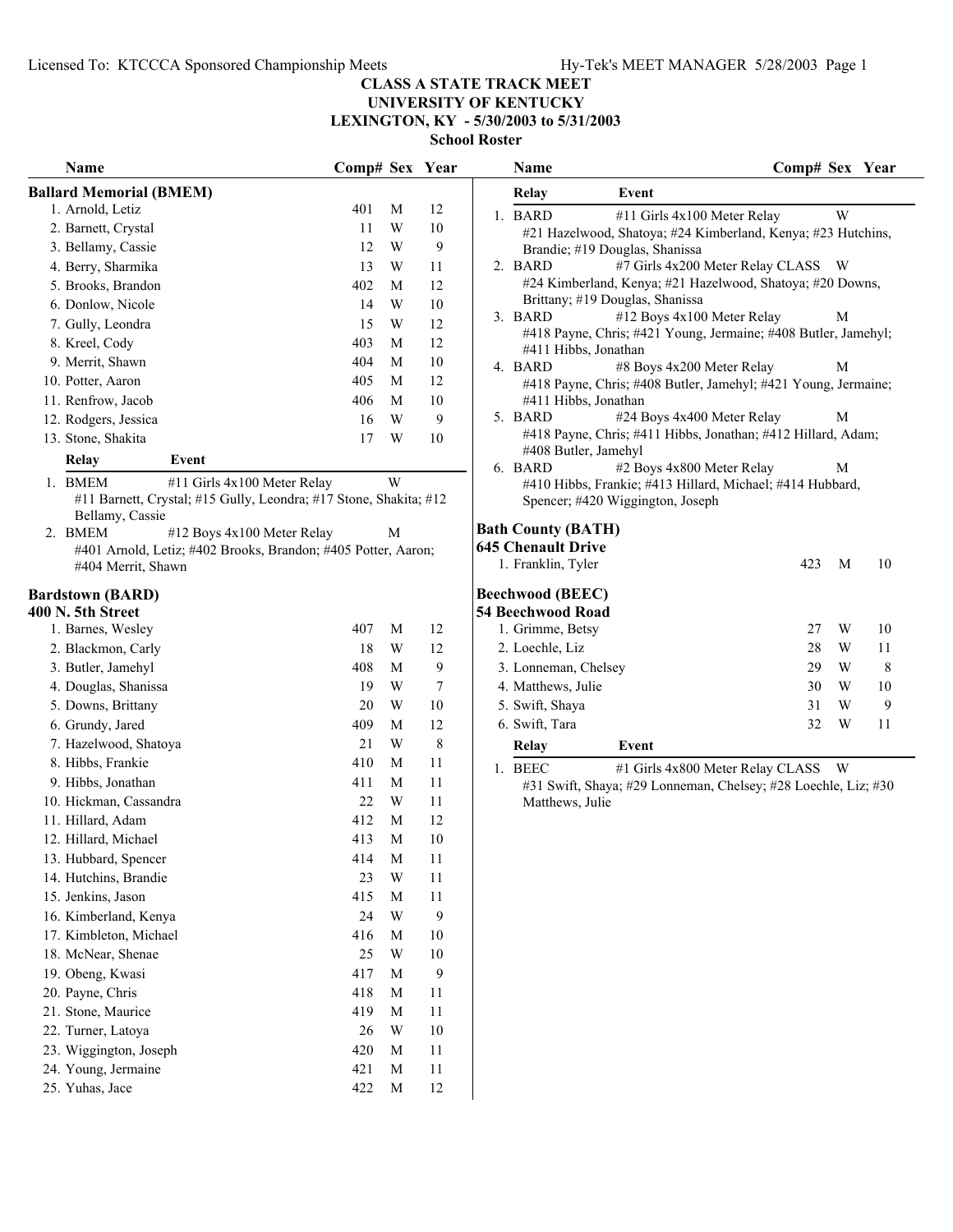# CLASS A STATE TRACK MEET
## UNIVERSITY OF KENTUCKY
## LEXINGTON, KY - 5/30/2003 to 5/31/2003
### School Roster

### Ballard Memorial (BMEM)

| Name | Comp# | Sex | Year |
|---|---|---|---|
| 1. Arnold, Letiz | 401 | M | 12 |
| 2. Barnett, Crystal | 11 | W | 10 |
| 3. Bellamy, Cassie | 12 | W | 9 |
| 4. Berry, Sharmika | 13 | W | 11 |
| 5. Brooks, Brandon | 402 | M | 12 |
| 6. Donlow, Nicole | 14 | W | 10 |
| 7. Gully, Leondra | 15 | W | 12 |
| 8. Kreel, Cody | 403 | M | 12 |
| 9. Merrit, Shawn | 404 | M | 10 |
| 10. Potter, Aaron | 405 | M | 12 |
| 11. Renfrow, Jacob | 406 | M | 10 |
| 12. Rodgers, Jessica | 16 | W | 9 |
| 13. Stone, Shakita | 17 | W | 10 |

| Relay | Event | |
|---|---|---|
| 1. BMEM | #11 Girls 4x100 Meter Relay | W |
| | #11 Barnett, Crystal; #15 Gully, Leondra; #17 Stone, Shakita; #12 Bellamy, Cassie | |
| 2. BMEM | #12 Boys 4x100 Meter Relay | M |
| | #401 Arnold, Letiz; #402 Brooks, Brandon; #405 Potter, Aaron; #404 Merrit, Shawn | |

### Bardstown (BARD)
**400 N. 5th Street**

| Name | Comp# | Sex | Year |
|---|---|---|---|
| 1. Barnes, Wesley | 407 | M | 12 |
| 2. Blackmon, Carly | 18 | W | 12 |
| 3. Butler, Jamehyl | 408 | M | 9 |
| 4. Douglas, Shanissa | 19 | W | 7 |
| 5. Downs, Brittany | 20 | W | 10 |
| 6. Grundy, Jared | 409 | M | 12 |
| 7. Hazelwood, Shatoya | 21 | W | 8 |
| 8. Hibbs, Frankie | 410 | M | 11 |
| 9. Hibbs, Jonathan | 411 | M | 11 |
| 10. Hickman, Cassandra | 22 | W | 11 |
| 11. Hillard, Adam | 412 | M | 12 |
| 12. Hillard, Michael | 413 | M | 10 |
| 13. Hubbard, Spencer | 414 | M | 11 |
| 14. Hutchins, Brandie | 23 | W | 11 |
| 15. Jenkins, Jason | 415 | M | 11 |
| 16. Kimberland, Kenya | 24 | W | 9 |
| 17. Kimbleton, Michael | 416 | M | 10 |
| 18. McNear, Shenae | 25 | W | 10 |
| 19. Obeng, Kwasi | 417 | M | 9 |
| 20. Payne, Chris | 418 | M | 11 |
| 21. Stone, Maurice | 419 | M | 11 |
| 22. Turner, Latoya | 26 | W | 10 |
| 23. Wiggington, Joseph | 420 | M | 11 |
| 24. Young, Jermaine | 421 | M | 11 |
| 25. Yuhas, Jace | 422 | M | 12 |

| Relay | Event | |
|---|---|---|
| 1. BARD | #11 Girls 4x100 Meter Relay | W |
| | #21 Hazelwood, Shatoya; #24 Kimberland, Kenya; #23 Hutchins, Brandie; #19 Douglas, Shanissa | |
| 2. BARD | #7 Girls 4x200 Meter Relay CLASS | W |
| | #24 Kimberland, Kenya; #21 Hazelwood, Shatoya; #20 Downs, Brittany; #19 Douglas, Shanissa | |
| 3. BARD | #12 Boys 4x100 Meter Relay | M |
| | #418 Payne, Chris; #421 Young, Jermaine; #408 Butler, Jamehyl; #411 Hibbs, Jonathan | |
| 4. BARD | #8 Boys 4x200 Meter Relay | M |
| | #418 Payne, Chris; #408 Butler, Jamehyl; #421 Young, Jermaine; #411 Hibbs, Jonathan | |
| 5. BARD | #24 Boys 4x400 Meter Relay | M |
| | #418 Payne, Chris; #411 Hibbs, Jonathan; #412 Hillard, Adam; #408 Butler, Jamehyl | |
| 6. BARD | #2 Boys 4x800 Meter Relay | M |
| | #410 Hibbs, Frankie; #413 Hillard, Michael; #414 Hubbard, Spencer; #420 Wiggington, Joseph | |

### Bath County (BATH)
**645 Chenault Drive**

| Name | Comp# | Sex | Year |
|---|---|---|---|
| 1. Franklin, Tyler | 423 | M | 10 |

### Beechwood (BEEC)
**54 Beechwood Road**

| Name | Comp# | Sex | Year |
|---|---|---|---|
| 1. Grimme, Betsy | 27 | W | 10 |
| 2. Loechle, Liz | 28 | W | 11 |
| 3. Lonneman, Chelsey | 29 | W | 8 |
| 4. Matthews, Julie | 30 | W | 10 |
| 5. Swift, Shaya | 31 | W | 9 |
| 6. Swift, Tara | 32 | W | 11 |

| Relay | Event | |
|---|---|---|
| 1. BEEC | #1 Girls 4x800 Meter Relay CLASS | W |
| | #31 Swift, Shaya; #29 Lonneman, Chelsey; #28 Loechle, Liz; #30 Matthews, Julie | |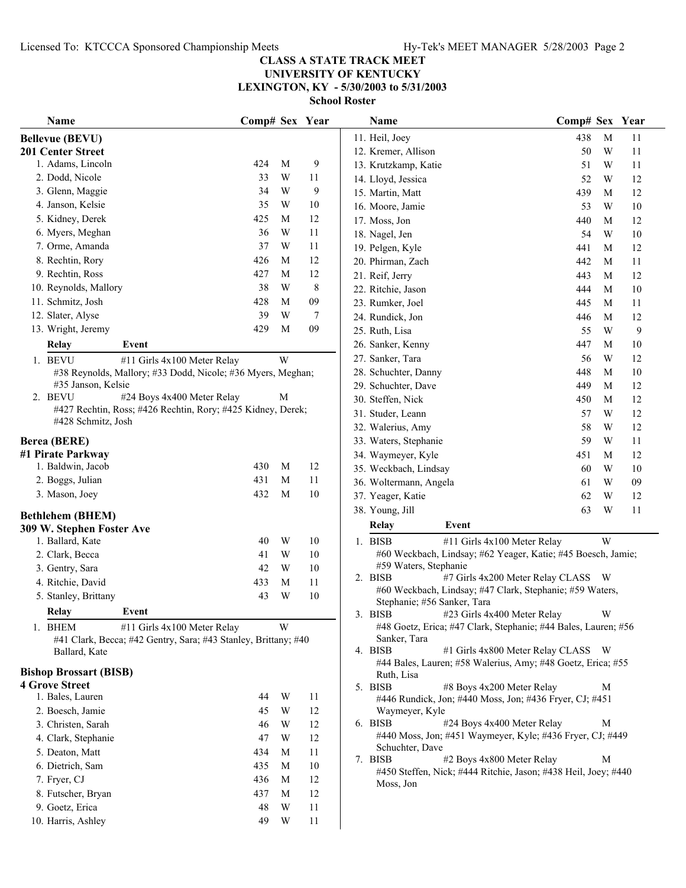CLASS A STATE TRACK MEET
UNIVERSITY OF KENTUCKY
LEXINGTON, KY - 5/30/2003 to 5/31/2003
School Roster

## Bellevue (BEVU)
**201 Center Street**

| Name | Comp# | Sex | Year |
|---|---|---|---|
| 1. Adams, Lincoln | 424 | M | 9 |
| 2. Dodd, Nicole | 33 | W | 11 |
| 3. Glenn, Maggie | 34 | W | 9 |
| 4. Janson, Kelsie | 35 | W | 10 |
| 5. Kidney, Derek | 425 | M | 12 |
| 6. Myers, Meghan | 36 | W | 11 |
| 7. Orme, Amanda | 37 | W | 11 |
| 8. Rechtin, Rory | 426 | M | 12 |
| 9. Rechtin, Ross | 427 | M | 12 |
| 10. Reynolds, Mallory | 38 | W | 8 |
| 11. Schmitz, Josh | 428 | M | 09 |
| 12. Slater, Alyse | 39 | W | 7 |
| 13. Wright, Jeremy | 429 | M | 09 |

| Relay | Event | |
|---|---|---|
| 1. BEVU | #11 Girls 4x100 Meter Relay | W |
| | #38 Reynolds, Mallory; #33 Dodd, Nicole; #36 Myers, Meghan; #35 Janson, Kelsie | |
| 2. BEVU | #24 Boys 4x400 Meter Relay | M |
| | #427 Rechtin, Ross; #426 Rechtin, Rory; #425 Kidney, Derek; #428 Schmitz, Josh | |

## Berea (BERE)
**#1 Pirate Parkway**

| Name | Comp# | Sex | Year |
|---|---|---|---|
| 1. Baldwin, Jacob | 430 | M | 12 |
| 2. Boggs, Julian | 431 | M | 11 |
| 3. Mason, Joey | 432 | M | 10 |

## Bethlehem (BHEM)
**309 W. Stephen Foster Ave**

| Name | Comp# | Sex | Year |
|---|---|---|---|
| 1. Ballard, Kate | 40 | W | 10 |
| 2. Clark, Becca | 41 | W | 10 |
| 3. Gentry, Sara | 42 | W | 10 |
| 4. Ritchie, David | 433 | M | 11 |
| 5. Stanley, Brittany | 43 | W | 10 |

| Relay | Event | |
|---|---|---|
| 1. BHEM | #11 Girls 4x100 Meter Relay | W |
| | #41 Clark, Becca; #42 Gentry, Sara; #43 Stanley, Brittany; #40 Ballard, Kate | |

## Bishop Brossart (BISB)
**4 Grove Street**

| Name | Comp# | Sex | Year |
|---|---|---|---|
| 1. Bales, Lauren | 44 | W | 11 |
| 2. Boesch, Jamie | 45 | W | 12 |
| 3. Christen, Sarah | 46 | W | 12 |
| 4. Clark, Stephanie | 47 | W | 12 |
| 5. Deaton, Matt | 434 | M | 11 |
| 6. Dietrich, Sam | 435 | M | 10 |
| 7. Fryer, CJ | 436 | M | 12 |
| 8. Futscher, Bryan | 437 | M | 12 |
| 9. Goetz, Erica | 48 | W | 11 |
| 10. Harris, Ashley | 49 | W | 11 |
| 11. Heil, Joey | 438 | M | 11 |
| 12. Kremer, Allison | 50 | W | 11 |
| 13. Krutzkamp, Katie | 51 | W | 11 |
| 14. Lloyd, Jessica | 52 | W | 12 |
| 15. Martin, Matt | 439 | M | 12 |
| 16. Moore, Jamie | 53 | W | 10 |
| 17. Moss, Jon | 440 | M | 12 |
| 18. Nagel, Jen | 54 | W | 10 |
| 19. Pelgen, Kyle | 441 | M | 12 |
| 20. Phirman, Zach | 442 | M | 11 |
| 21. Reif, Jerry | 443 | M | 12 |
| 22. Ritchie, Jason | 444 | M | 10 |
| 23. Rumker, Joel | 445 | M | 11 |
| 24. Rundick, Jon | 446 | M | 12 |
| 25. Ruth, Lisa | 55 | W | 9 |
| 26. Sanker, Kenny | 447 | M | 10 |
| 27. Sanker, Tara | 56 | W | 12 |
| 28. Schuchter, Danny | 448 | M | 10 |
| 29. Schuchter, Dave | 449 | M | 12 |
| 30. Steffen, Nick | 450 | M | 12 |
| 31. Studer, Leann | 57 | W | 12 |
| 32. Walerius, Amy | 58 | W | 12 |
| 33. Waters, Stephanie | 59 | W | 11 |
| 34. Waymeyer, Kyle | 451 | M | 12 |
| 35. Weckbach, Lindsay | 60 | W | 10 |
| 36. Woltermann, Angela | 61 | W | 09 |
| 37. Yeager, Katie | 62 | W | 12 |
| 38. Young, Jill | 63 | W | 11 |

| Relay | Event | |
|---|---|---|
| 1. BISB | #11 Girls 4x100 Meter Relay | W |
| | #60 Weckbach, Lindsay; #62 Yeager, Katie; #45 Boesch, Jamie; #59 Waters, Stephanie | |
| 2. BISB | #7 Girls 4x200 Meter Relay CLASS | W |
| | #60 Weckbach, Lindsay; #47 Clark, Stephanie; #59 Waters, Stephanie; #56 Sanker, Tara | |
| 3. BISB | #23 Girls 4x400 Meter Relay | W |
| | #48 Goetz, Erica; #47 Clark, Stephanie; #44 Bales, Lauren; #56 Sanker, Tara | |
| 4. BISB | #1 Girls 4x800 Meter Relay CLASS | W |
| | #44 Bales, Lauren; #58 Walerius, Amy; #48 Goetz, Erica; #55 Ruth, Lisa | |
| 5. BISB | #8 Boys 4x200 Meter Relay | M |
| | #446 Rundick, Jon; #440 Moss, Jon; #436 Fryer, CJ; #451 Waymeyer, Kyle | |
| 6. BISB | #24 Boys 4x400 Meter Relay | M |
| | #440 Moss, Jon; #451 Waymeyer, Kyle; #436 Fryer, CJ; #449 Schuchter, Dave | |
| 7. BISB | #2 Boys 4x800 Meter Relay | M |
| | #450 Steffen, Nick; #444 Ritchie, Jason; #438 Heil, Joey; #440 Moss, Jon | |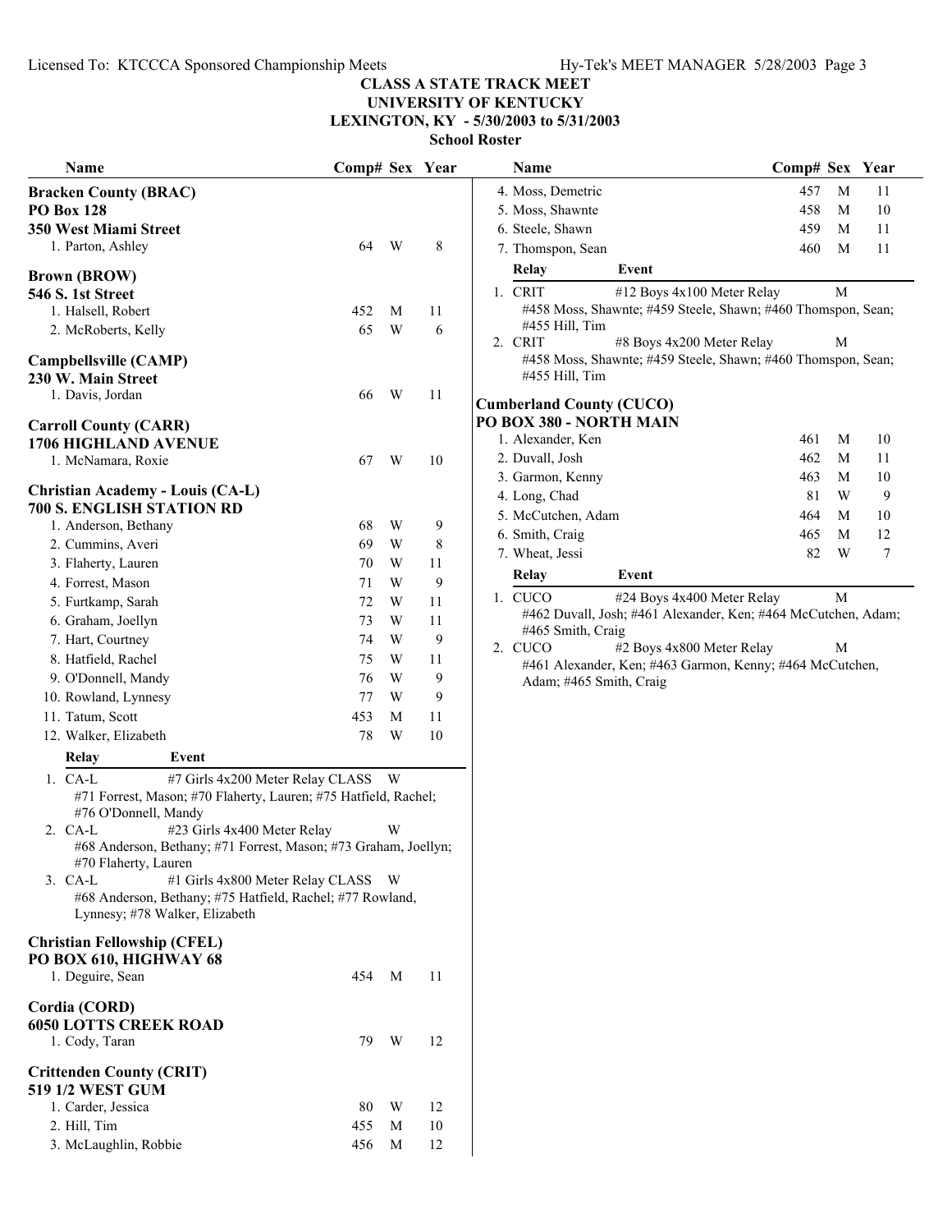# CLASS A STATE TRACK MEET
## UNIVERSITY OF KENTUCKY
## LEXINGTON, KY - 5/30/2003 to 5/31/2003
### School Roster

**Bracken County (BRAC)**
**PO Box 128**
**350 West Miami Street**

| Name | Comp# | Sex | Year |
|---|---|---|---|
| 1. Parton, Ashley | 64 | W | 8 |

**Brown (BROW)**
**546 S. 1st Street**

| Name | Comp# | Sex | Year |
|---|---|---|---|
| 1. Halsell, Robert | 452 | M | 11 |
| 2. McRoberts, Kelly | 65 | W | 6 |

**Campbellsville (CAMP)**
**230 W. Main Street**

| Name | Comp# | Sex | Year |
|---|---|---|---|
| 1. Davis, Jordan | 66 | W | 11 |

**Carroll County (CARR)**
**1706 HIGHLAND AVENUE**

| Name | Comp# | Sex | Year |
|---|---|---|---|
| 1. McNamara, Roxie | 67 | W | 10 |

**Christian Academy - Louis (CA-L)**
**700 S. ENGLISH STATION RD**

| Name | Comp# | Sex | Year |
|---|---|---|---|
| 1. Anderson, Bethany | 68 | W | 9 |
| 2. Cummins, Averi | 69 | W | 8 |
| 3. Flaherty, Lauren | 70 | W | 11 |
| 4. Forrest, Mason | 71 | W | 9 |
| 5. Furtkamp, Sarah | 72 | W | 11 |
| 6. Graham, Joellyn | 73 | W | 11 |
| 7. Hart, Courtney | 74 | W | 9 |
| 8. Hatfield, Rachel | 75 | W | 11 |
| 9. O'Donnell, Mandy | 76 | W | 9 |
| 10. Rowland, Lynnesy | 77 | W | 9 |
| 11. Tatum, Scott | 453 | M | 11 |
| 12. Walker, Elizabeth | 78 | W | 10 |

| Relay | Event | |
|---|---|---|
| 1. CA-L | #7 Girls 4x200 Meter Relay CLASS | W |
| | #71 Forrest, Mason; #70 Flaherty, Lauren; #75 Hatfield, Rachel; #76 O'Donnell, Mandy | |
| 2. CA-L | #23 Girls 4x400 Meter Relay | W |
| | #68 Anderson, Bethany; #71 Forrest, Mason; #73 Graham, Joellyn; #70 Flaherty, Lauren | |
| 3. CA-L | #1 Girls 4x800 Meter Relay CLASS | W |
| | #68 Anderson, Bethany; #75 Hatfield, Rachel; #77 Rowland, Lynnesy; #78 Walker, Elizabeth | |

**Christian Fellowship (CFEL)**
**PO BOX 610, HIGHWAY 68**

| Name | Comp# | Sex | Year |
|---|---|---|---|
| 1. Deguire, Sean | 454 | M | 11 |

**Cordia (CORD)**
**6050 LOTTS CREEK ROAD**

| Name | Comp# | Sex | Year |
|---|---|---|---|
| 1. Cody, Taran | 79 | W | 12 |

**Crittenden County (CRIT)**
**519 1/2 WEST GUM**

| Name | Comp# | Sex | Year |
|---|---|---|---|
| 1. Carder, Jessica | 80 | W | 12 |
| 2. Hill, Tim | 455 | M | 10 |
| 3. McLaughlin, Robbie | 456 | M | 12 |
| 4. Moss, Demetric | 457 | M | 11 |
| 5. Moss, Shawnte | 458 | M | 10 |
| 6. Steele, Shawn | 459 | M | 11 |
| 7. Thomspon, Sean | 460 | M | 11 |

| Relay | Event | |
|---|---|---|
| 1. CRIT | #12 Boys 4x100 Meter Relay | M |
| | #458 Moss, Shawnte; #459 Steele, Shawn; #460 Thomspon, Sean; #455 Hill, Tim | |
| 2. CRIT | #8 Boys 4x200 Meter Relay | M |
| | #458 Moss, Shawnte; #459 Steele, Shawn; #460 Thomspon, Sean; #455 Hill, Tim | |

**Cumberland County (CUCO)**
**PO BOX 380 - NORTH MAIN**

| Name | Comp# | Sex | Year |
|---|---|---|---|
| 1. Alexander, Ken | 461 | M | 10 |
| 2. Duvall, Josh | 462 | M | 11 |
| 3. Garmon, Kenny | 463 | M | 10 |
| 4. Long, Chad | 81 | W | 9 |
| 5. McCutchen, Adam | 464 | M | 10 |
| 6. Smith, Craig | 465 | M | 12 |
| 7. Wheat, Jessi | 82 | W | 7 |

| Relay | Event | |
|---|---|---|
| 1. CUCO | #24 Boys 4x400 Meter Relay | M |
| | #462 Duvall, Josh; #461 Alexander, Ken; #464 McCutchen, Adam; #465 Smith, Craig | |
| 2. CUCO | #2 Boys 4x800 Meter Relay | M |
| | #461 Alexander, Ken; #463 Garmon, Kenny; #464 McCutchen, Adam; #465 Smith, Craig | |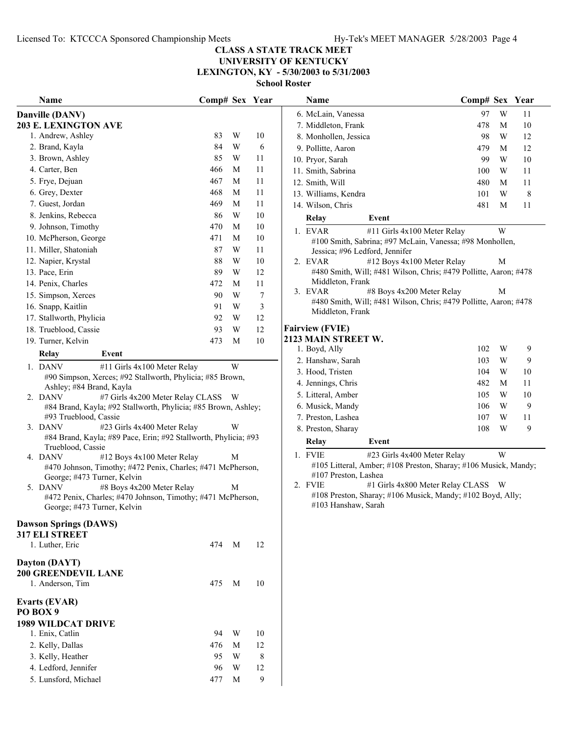# CLASS A STATE TRACK MEET
## UNIVERSITY OF KENTUCKY
## LEXINGTON, KY - 5/30/2003 to 5/31/2003
### School Roster

**Danville (DANV)**
**203 E. LEXINGTON AVE**

| Name | Comp# | Sex | Year |
|---|---|---|---|
| 1. Andrew, Ashley | 83 | W | 10 |
| 2. Brand, Kayla | 84 | W | 6 |
| 3. Brown, Ashley | 85 | W | 11 |
| 4. Carter, Ben | 466 | M | 11 |
| 5. Frye, Dejuan | 467 | M | 11 |
| 6. Grey, Dexter | 468 | M | 11 |
| 7. Guest, Jordan | 469 | M | 11 |
| 8. Jenkins, Rebecca | 86 | W | 10 |
| 9. Johnson, Timothy | 470 | M | 10 |
| 10. McPherson, George | 471 | M | 10 |
| 11. Miller, Shatoniah | 87 | W | 11 |
| 12. Napier, Krystal | 88 | W | 10 |
| 13. Pace, Erin | 89 | W | 12 |
| 14. Penix, Charles | 472 | M | 11 |
| 15. Simpson, Xerces | 90 | W | 7 |
| 16. Snapp, Kaitlin | 91 | W | 3 |
| 17. Stallworth, Phylicia | 92 | W | 12 |
| 18. Trueblood, Cassie | 93 | W | 12 |
| 19. Turner, Kelvin | 473 | M | 10 |

| Relay | Event | |
|---|---|---|
| 1. DANV | #11 Girls 4x100 Meter Relay | W |
| | #90 Simpson, Xerces; #92 Stallworth, Phylicia; #85 Brown, Ashley; #84 Brand, Kayla | |
| 2. DANV | #7 Girls 4x200 Meter Relay CLASS | W |
| | #84 Brand, Kayla; #92 Stallworth, Phylicia; #85 Brown, Ashley; #93 Trueblood, Cassie | |
| 3. DANV | #23 Girls 4x400 Meter Relay | W |
| | #84 Brand, Kayla; #89 Pace, Erin; #92 Stallworth, Phylicia; #93 Trueblood, Cassie | |
| 4. DANV | #12 Boys 4x100 Meter Relay | M |
| | #470 Johnson, Timothy; #472 Penix, Charles; #471 McPherson, George; #473 Turner, Kelvin | |
| 5. DANV | #8 Boys 4x200 Meter Relay | M |
| | #472 Penix, Charles; #470 Johnson, Timothy; #471 McPherson, George; #473 Turner, Kelvin | |

**Dawson Springs (DAWS)**
**317 ELI STREET**

| Name | Comp# | Sex | Year |
|---|---|---|---|
| 1. Luther, Eric | 474 | M | 12 |

**Dayton (DAYT)**
**200 GREENDEVIL LANE**

| Name | Comp# | Sex | Year |
|---|---|---|---|
| 1. Anderson, Tim | 475 | M | 10 |

**Evarts (EVAR)**
**PO BOX 9**
**1989 WILDCAT DRIVE**

| Name | Comp# | Sex | Year |
|---|---|---|---|
| 1. Enix, Catlin | 94 | W | 10 |
| 2. Kelly, Dallas | 476 | M | 12 |
| 3. Kelly, Heather | 95 | W | 8 |
| 4. Ledford, Jennifer | 96 | W | 12 |
| 5. Lunsford, Michael | 477 | M | 9 |
| 6. McLain, Vanessa | 97 | W | 11 |
| 7. Middleton, Frank | 478 | M | 10 |
| 8. Monhollen, Jessica | 98 | W | 12 |
| 9. Pollitte, Aaron | 479 | M | 12 |
| 10. Pryor, Sarah | 99 | W | 10 |
| 11. Smith, Sabrina | 100 | W | 11 |
| 12. Smith, Will | 480 | M | 11 |
| 13. Williams, Kendra | 101 | W | 8 |
| 14. Wilson, Chris | 481 | M | 11 |

| Relay | Event | |
|---|---|---|
| 1. EVAR | #11 Girls 4x100 Meter Relay | W |
| | #100 Smith, Sabrina; #97 McLain, Vanessa; #98 Monhollen, Jessica; #96 Ledford, Jennifer | |
| 2. EVAR | #12 Boys 4x100 Meter Relay | M |
| | #480 Smith, Will; #481 Wilson, Chris; #479 Pollitte, Aaron; #478 Middleton, Frank | |
| 3. EVAR | #8 Boys 4x200 Meter Relay | M |
| | #480 Smith, Will; #481 Wilson, Chris; #479 Pollitte, Aaron; #478 Middleton, Frank | |

**Fairview (FVIE)**
**2123 MAIN STREET W.**

| Name | Comp# | Sex | Year |
|---|---|---|---|
| 1. Boyd, Ally | 102 | W | 9 |
| 2. Hanshaw, Sarah | 103 | W | 9 |
| 3. Hood, Tristen | 104 | W | 10 |
| 4. Jennings, Chris | 482 | M | 11 |
| 5. Litteral, Amber | 105 | W | 10 |
| 6. Musick, Mandy | 106 | W | 9 |
| 7. Preston, Lashea | 107 | W | 11 |
| 8. Preston, Sharay | 108 | W | 9 |

| Relay | Event | |
|---|---|---|
| 1. FVIE | #23 Girls 4x400 Meter Relay | W |
| | #105 Litteral, Amber; #108 Preston, Sharay; #106 Musick, Mandy; #107 Preston, Lashea | |
| 2. FVIE | #1 Girls 4x800 Meter Relay CLASS | W |
| | #108 Preston, Sharay; #106 Musick, Mandy; #102 Boyd, Ally; #103 Hanshaw, Sarah | |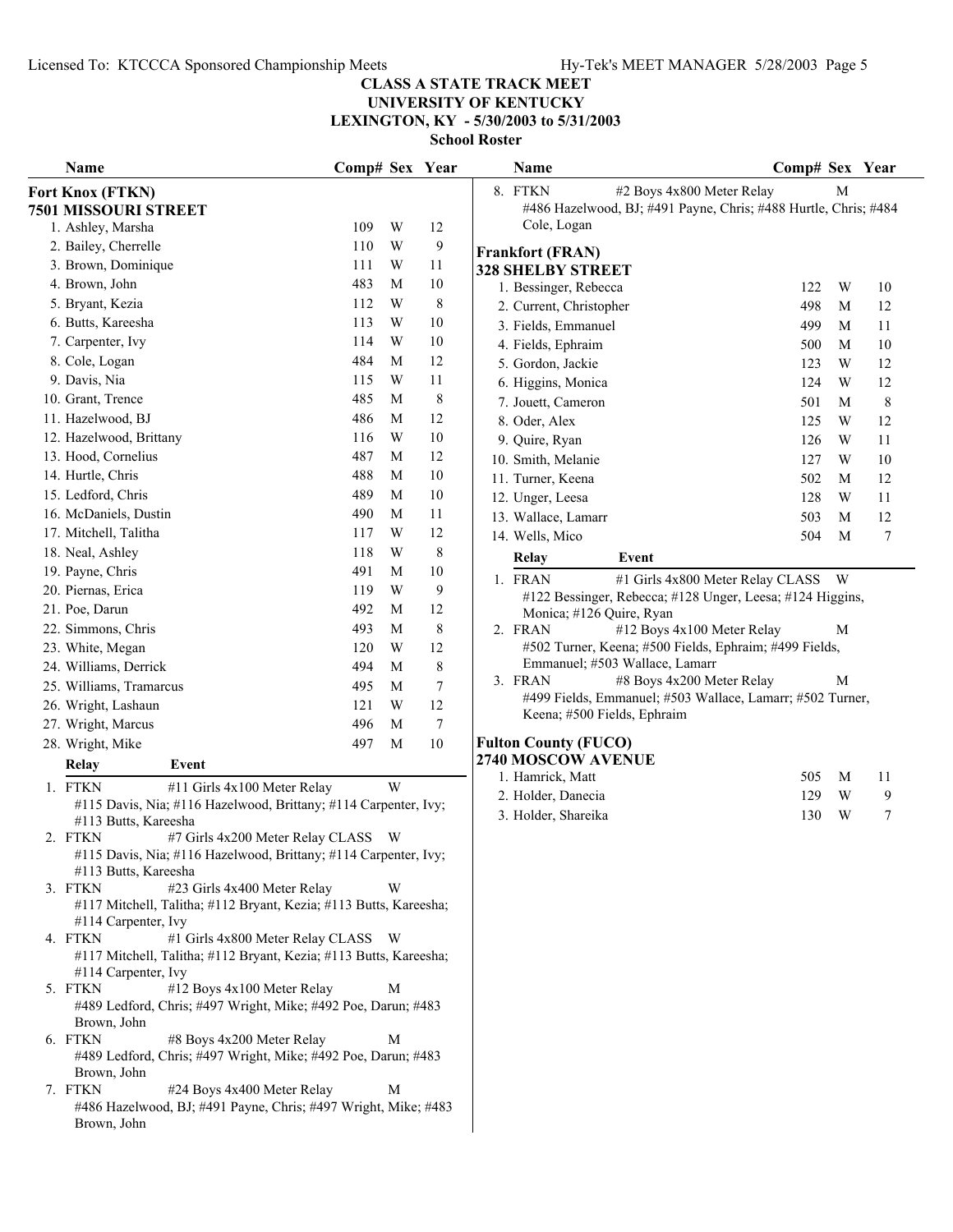**CLASS A STATE TRACK MEET**
**UNIVERSITY OF KENTUCKY**
**LEXINGTON, KY - 5/30/2003 to 5/31/2003**
**School Roster**

### Fort Knox (FTKN)
**7501 MISSOURI STREET**

| Name | Comp# | Sex | Year |
|---|---|---|---|
| 1. Ashley, Marsha | 109 | W | 12 |
| 2. Bailey, Cherrelle | 110 | W | 9 |
| 3. Brown, Dominique | 111 | W | 11 |
| 4. Brown, John | 483 | M | 10 |
| 5. Bryant, Kezia | 112 | W | 8 |
| 6. Butts, Kareesha | 113 | W | 10 |
| 7. Carpenter, Ivy | 114 | W | 10 |
| 8. Cole, Logan | 484 | M | 12 |
| 9. Davis, Nia | 115 | W | 11 |
| 10. Grant, Trence | 485 | M | 8 |
| 11. Hazelwood, BJ | 486 | M | 12 |
| 12. Hazelwood, Brittany | 116 | W | 10 |
| 13. Hood, Cornelius | 487 | M | 12 |
| 14. Hurtle, Chris | 488 | M | 10 |
| 15. Ledford, Chris | 489 | M | 10 |
| 16. McDaniels, Dustin | 490 | M | 11 |
| 17. Mitchell, Talitha | 117 | W | 12 |
| 18. Neal, Ashley | 118 | W | 8 |
| 19. Payne, Chris | 491 | M | 10 |
| 20. Piernas, Erica | 119 | W | 9 |
| 21. Poe, Darun | 492 | M | 12 |
| 22. Simmons, Chris | 493 | M | 8 |
| 23. White, Megan | 120 | W | 12 |
| 24. Williams, Derrick | 494 | M | 8 |
| 25. Williams, Tramarcus | 495 | M | 7 |
| 26. Wright, Lashaun | 121 | W | 12 |
| 27. Wright, Marcus | 496 | M | 7 |
| 28. Wright, Mike | 497 | M | 10 |

| Relay | Event | Sex |
|---|---|---|
| 1. FTKN | #11 Girls 4x100 Meter Relay | W |
| | #115 Davis, Nia; #116 Hazelwood, Brittany; #114 Carpenter, Ivy; #113 Butts, Kareesha | |
| 2. FTKN | #7 Girls 4x200 Meter Relay CLASS | W |
| | #115 Davis, Nia; #116 Hazelwood, Brittany; #114 Carpenter, Ivy; #113 Butts, Kareesha | |
| 3. FTKN | #23 Girls 4x400 Meter Relay | W |
| | #117 Mitchell, Talitha; #112 Bryant, Kezia; #113 Butts, Kareesha; #114 Carpenter, Ivy | |
| 4. FTKN | #1 Girls 4x800 Meter Relay CLASS | W |
| | #117 Mitchell, Talitha; #112 Bryant, Kezia; #113 Butts, Kareesha; #114 Carpenter, Ivy | |
| 5. FTKN | #12 Boys 4x100 Meter Relay | M |
| | #489 Ledford, Chris; #497 Wright, Mike; #492 Poe, Darun; #483 Brown, John | |
| 6. FTKN | #8 Boys 4x200 Meter Relay | M |
| | #489 Ledford, Chris; #497 Wright, Mike; #492 Poe, Darun; #483 Brown, John | |
| 7. FTKN | #24 Boys 4x400 Meter Relay | M |
| | #486 Hazelwood, BJ; #491 Payne, Chris; #497 Wright, Mike; #483 Brown, John | |
| 8. FTKN | #2 Boys 4x800 Meter Relay | M |
| | #486 Hazelwood, BJ; #491 Payne, Chris; #488 Hurtle, Chris; #484 Cole, Logan | |

### Frankfort (FRAN)
**328 SHELBY STREET**

| Name | Comp# | Sex | Year |
|---|---|---|---|
| 1. Bessinger, Rebecca | 122 | W | 10 |
| 2. Current, Christopher | 498 | M | 12 |
| 3. Fields, Emmanuel | 499 | M | 11 |
| 4. Fields, Ephraim | 500 | M | 10 |
| 5. Gordon, Jackie | 123 | W | 12 |
| 6. Higgins, Monica | 124 | W | 12 |
| 7. Jouett, Cameron | 501 | M | 8 |
| 8. Oder, Alex | 125 | W | 12 |
| 9. Quire, Ryan | 126 | W | 11 |
| 10. Smith, Melanie | 127 | W | 10 |
| 11. Turner, Keena | 502 | M | 12 |
| 12. Unger, Leesa | 128 | W | 11 |
| 13. Wallace, Lamarr | 503 | M | 12 |
| 14. Wells, Mico | 504 | M | 7 |

| Relay | Event | Sex |
|---|---|---|
| 1. FRAN | #1 Girls 4x800 Meter Relay CLASS | W |
| | #122 Bessinger, Rebecca; #128 Unger, Leesa; #124 Higgins, Monica; #126 Quire, Ryan | |
| 2. FRAN | #12 Boys 4x100 Meter Relay | M |
| | #502 Turner, Keena; #500 Fields, Ephraim; #499 Fields, Emmanuel; #503 Wallace, Lamarr | |
| 3. FRAN | #8 Boys 4x200 Meter Relay | M |
| | #499 Fields, Emmanuel; #503 Wallace, Lamarr; #502 Turner, Keena; #500 Fields, Ephraim | |

### Fulton County (FUCO)
**2740 MOSCOW AVENUE**

| Name | Comp# | Sex | Year |
|---|---|---|---|
| 1. Hamrick, Matt | 505 | M | 11 |
| 2. Holder, Danecia | 129 | W | 9 |
| 3. Holder, Shareika | 130 | W | 7 |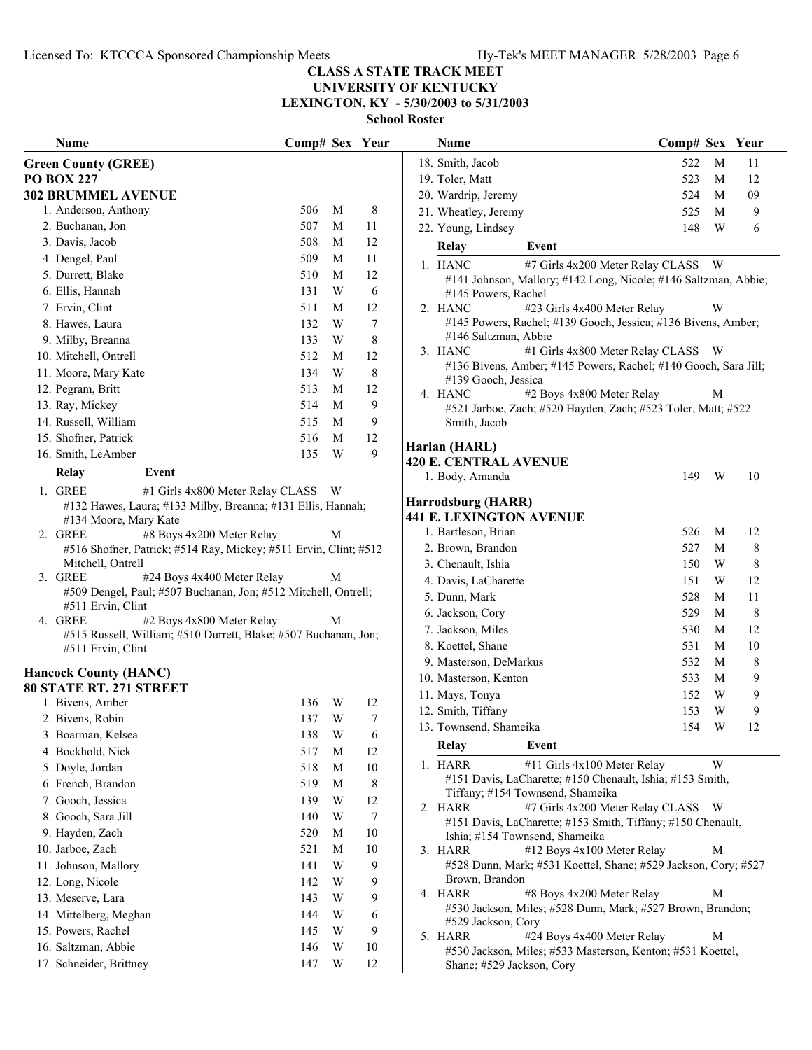# CLASS A STATE TRACK MEET
## UNIVERSITY OF KENTUCKY
## LEXINGTON, KY - 5/30/2003 to 5/31/2003
### School Roster

**Green County (GREE)**
**PO BOX 227**
**302 BRUMMEL AVENUE**

| Name | Comp# | Sex | Year |
|---|---|---|---|
| 1. Anderson, Anthony | 506 | M | 8 |
| 2. Buchanan, Jon | 507 | M | 11 |
| 3. Davis, Jacob | 508 | M | 12 |
| 4. Dengel, Paul | 509 | M | 11 |
| 5. Durrett, Blake | 510 | M | 12 |
| 6. Ellis, Hannah | 131 | W | 6 |
| 7. Ervin, Clint | 511 | M | 12 |
| 8. Hawes, Laura | 132 | W | 7 |
| 9. Milby, Breanna | 133 | W | 8 |
| 10. Mitchell, Ontrell | 512 | M | 12 |
| 11. Moore, Mary Kate | 134 | W | 8 |
| 12. Pegram, Britt | 513 | M | 12 |
| 13. Ray, Mickey | 514 | M | 9 |
| 14. Russell, William | 515 | M | 9 |
| 15. Shofner, Patrick | 516 | M | 12 |
| 16. Smith, LeAmber | 135 | W | 9 |

| Relay | Event | |
|---|---|---|
| 1. GREE | #1 Girls 4x800 Meter Relay CLASS | W |
| | #132 Hawes, Laura; #133 Milby, Breanna; #131 Ellis, Hannah; #134 Moore, Mary Kate | |
| 2. GREE | #8 Boys 4x200 Meter Relay | M |
| | #516 Shofner, Patrick; #514 Ray, Mickey; #511 Ervin, Clint; #512 Mitchell, Ontrell | |
| 3. GREE | #24 Boys 4x400 Meter Relay | M |
| | #509 Dengel, Paul; #507 Buchanan, Jon; #512 Mitchell, Ontrell; #511 Ervin, Clint | |
| 4. GREE | #2 Boys 4x800 Meter Relay | M |
| | #515 Russell, William; #510 Durrett, Blake; #507 Buchanan, Jon; #511 Ervin, Clint | |

**Hancock County (HANC)**
**80 STATE RT. 271 STREET**

| Name | Comp# | Sex | Year |
|---|---|---|---|
| 1. Bivens, Amber | 136 | W | 12 |
| 2. Bivens, Robin | 137 | W | 7 |
| 3. Boarman, Kelsea | 138 | W | 6 |
| 4. Bockhold, Nick | 517 | M | 12 |
| 5. Doyle, Jordan | 518 | M | 10 |
| 6. French, Brandon | 519 | M | 8 |
| 7. Gooch, Jessica | 139 | W | 12 |
| 8. Gooch, Sara Jill | 140 | W | 7 |
| 9. Hayden, Zach | 520 | M | 10 |
| 10. Jarboe, Zach | 521 | M | 10 |
| 11. Johnson, Mallory | 141 | W | 9 |
| 12. Long, Nicole | 142 | W | 9 |
| 13. Meserve, Lara | 143 | W | 9 |
| 14. Mittelberg, Meghan | 144 | W | 6 |
| 15. Powers, Rachel | 145 | W | 9 |
| 16. Saltzman, Abbie | 146 | W | 10 |
| 17. Schneider, Brittney | 147 | W | 12 |
| 18. Smith, Jacob | 522 | M | 11 |
| 19. Toler, Matt | 523 | M | 12 |
| 20. Wardrip, Jeremy | 524 | M | 09 |
| 21. Wheatley, Jeremy | 525 | M | 9 |
| 22. Young, Lindsey | 148 | W | 6 |

| Relay | Event | |
|---|---|---|
| 1. HANC | #7 Girls 4x200 Meter Relay CLASS | W |
| | #141 Johnson, Mallory; #142 Long, Nicole; #146 Saltzman, Abbie; #145 Powers, Rachel | |
| 2. HANC | #23 Girls 4x400 Meter Relay | W |
| | #145 Powers, Rachel; #139 Gooch, Jessica; #136 Bivens, Amber; #146 Saltzman, Abbie | |
| 3. HANC | #1 Girls 4x800 Meter Relay CLASS | W |
| | #136 Bivens, Amber; #145 Powers, Rachel; #140 Gooch, Sara Jill; #139 Gooch, Jessica | |
| 4. HANC | #2 Boys 4x800 Meter Relay | M |
| | #521 Jarboe, Zach; #520 Hayden, Zach; #523 Toler, Matt; #522 Smith, Jacob | |

**Harlan (HARL)**
**420 E. CENTRAL AVENUE**

| Name | Comp# | Sex | Year |
|---|---|---|---|
| 1. Body, Amanda | 149 | W | 10 |

**Harrodsburg (HARR)**
**441 E. LEXINGTON AVENUE**

| Name | Comp# | Sex | Year |
|---|---|---|---|
| 1. Bartleson, Brian | 526 | M | 12 |
| 2. Brown, Brandon | 527 | M | 8 |
| 3. Chenault, Ishia | 150 | W | 8 |
| 4. Davis, LaCharette | 151 | W | 12 |
| 5. Dunn, Mark | 528 | M | 11 |
| 6. Jackson, Cory | 529 | M | 8 |
| 7. Jackson, Miles | 530 | M | 12 |
| 8. Koettel, Shane | 531 | M | 10 |
| 9. Masterson, DeMarkus | 532 | M | 8 |
| 10. Masterson, Kenton | 533 | M | 9 |
| 11. Mays, Tonya | 152 | W | 9 |
| 12. Smith, Tiffany | 153 | W | 9 |
| 13. Townsend, Shameika | 154 | W | 12 |

| Relay | Event | |
|---|---|---|
| 1. HARR | #11 Girls 4x100 Meter Relay | W |
| | #151 Davis, LaCharette; #150 Chenault, Ishia; #153 Smith, Tiffany; #154 Townsend, Shameika | |
| 2. HARR | #7 Girls 4x200 Meter Relay CLASS | W |
| | #151 Davis, LaCharette; #153 Smith, Tiffany; #150 Chenault, Ishia; #154 Townsend, Shameika | |
| 3. HARR | #12 Boys 4x100 Meter Relay | M |
| | #528 Dunn, Mark; #531 Koettel, Shane; #529 Jackson, Cory; #527 Brown, Brandon | |
| 4. HARR | #8 Boys 4x200 Meter Relay | M |
| | #530 Jackson, Miles; #528 Dunn, Mark; #527 Brown, Brandon; #529 Jackson, Cory | |
| 5. HARR | #24 Boys 4x400 Meter Relay | M |
| | #530 Jackson, Miles; #533 Masterson, Kenton; #531 Koettel, Shane; #529 Jackson, Cory | |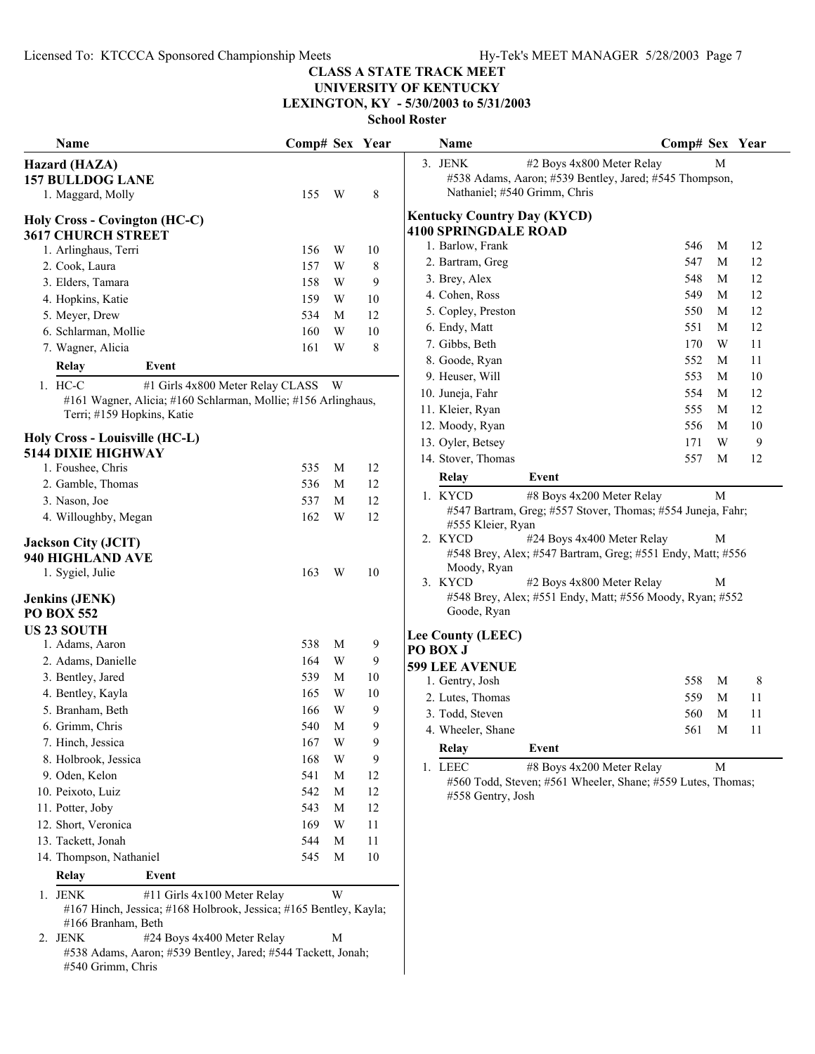## CLASS A STATE TRACK MEET
## UNIVERSITY OF KENTUCKY
## LEXINGTON, KY - 5/30/2003 to 5/31/2003
### School Roster

**Hazard (HAZA)**
**157 BULLDOG LANE**

| Name | Comp# | Sex | Year |
|---|---|---|---|
| 1. Maggard, Molly | 155 | W | 8 |

**Holy Cross - Covington (HC-C)**
**3617 CHURCH STREET**

| Name | Comp# | Sex | Year |
|---|---|---|---|
| 1. Arlinghaus, Terri | 156 | W | 10 |
| 2. Cook, Laura | 157 | W | 8 |
| 3. Elders, Tamara | 158 | W | 9 |
| 4. Hopkins, Katie | 159 | W | 10 |
| 5. Meyer, Drew | 534 | M | 12 |
| 6. Schlarman, Mollie | 160 | W | 10 |
| 7. Wagner, Alicia | 161 | W | 8 |

| Relay | Event | Sex |
|---|---|---|
| 1. HC-C | #1 Girls 4x800 Meter Relay CLASS | W |

#161 Wagner, Alicia; #160 Schlarman, Mollie; #156 Arlinghaus, Terri; #159 Hopkins, Katie

**Holy Cross - Louisville (HC-L)**
**5144 DIXIE HIGHWAY**

| Name | Comp# | Sex | Year |
|---|---|---|---|
| 1. Foushee, Chris | 535 | M | 12 |
| 2. Gamble, Thomas | 536 | M | 12 |
| 3. Nason, Joe | 537 | M | 12 |
| 4. Willoughby, Megan | 162 | W | 12 |

**Jackson City (JCIT)**
**940 HIGHLAND AVE**

| Name | Comp# | Sex | Year |
|---|---|---|---|
| 1. Sygiel, Julie | 163 | W | 10 |

**Jenkins (JENK)**
**PO BOX 552**
**US 23 SOUTH**

| Name | Comp# | Sex | Year |
|---|---|---|---|
| 1. Adams, Aaron | 538 | M | 9 |
| 2. Adams, Danielle | 164 | W | 9 |
| 3. Bentley, Jared | 539 | M | 10 |
| 4. Bentley, Kayla | 165 | W | 10 |
| 5. Branham, Beth | 166 | W | 9 |
| 6. Grimm, Chris | 540 | M | 9 |
| 7. Hinch, Jessica | 167 | W | 9 |
| 8. Holbrook, Jessica | 168 | W | 9 |
| 9. Oden, Kelon | 541 | M | 12 |
| 10. Peixoto, Luiz | 542 | M | 12 |
| 11. Potter, Joby | 543 | M | 12 |
| 12. Short, Veronica | 169 | W | 11 |
| 13. Tackett, Jonah | 544 | M | 11 |
| 14. Thompson, Nathaniel | 545 | M | 10 |

| Relay | Event | Sex |
|---|---|---|
| 1. JENK | #11 Girls 4x100 Meter Relay | W |

#167 Hinch, Jessica; #168 Holbrook, Jessica; #165 Bentley, Kayla; #166 Branham, Beth

| Relay | Event | Sex |
|---|---|---|
| 2. JENK | #24 Boys 4x400 Meter Relay | M |

#538 Adams, Aaron; #539 Bentley, Jared; #544 Tackett, Jonah; #540 Grimm, Chris

| Relay | Event | Sex |
|---|---|---|
| 3. JENK | #2 Boys 4x800 Meter Relay | M |

#538 Adams, Aaron; #539 Bentley, Jared; #545 Thompson, Nathaniel; #540 Grimm, Chris

**Kentucky Country Day (KYCD)**
**4100 SPRINGDALE ROAD**

| Name | Comp# | Sex | Year |
|---|---|---|---|
| 1. Barlow, Frank | 546 | M | 12 |
| 2. Bartram, Greg | 547 | M | 12 |
| 3. Brey, Alex | 548 | M | 12 |
| 4. Cohen, Ross | 549 | M | 12 |
| 5. Copley, Preston | 550 | M | 12 |
| 6. Endy, Matt | 551 | M | 12 |
| 7. Gibbs, Beth | 170 | W | 11 |
| 8. Goode, Ryan | 552 | M | 11 |
| 9. Heuser, Will | 553 | M | 10 |
| 10. Juneja, Fahr | 554 | M | 12 |
| 11. Kleier, Ryan | 555 | M | 12 |
| 12. Moody, Ryan | 556 | M | 10 |
| 13. Oyler, Betsey | 171 | W | 9 |
| 14. Stover, Thomas | 557 | M | 12 |

| Relay | Event | Sex |
|---|---|---|
| 1. KYCD | #8 Boys 4x200 Meter Relay | M |

#547 Bartram, Greg; #557 Stover, Thomas; #554 Juneja, Fahr; #555 Kleier, Ryan

| Relay | Event | Sex |
|---|---|---|
| 2. KYCD | #24 Boys 4x400 Meter Relay | M |

#548 Brey, Alex; #547 Bartram, Greg; #551 Endy, Matt; #556 Moody, Ryan

| Relay | Event | Sex |
|---|---|---|
| 3. KYCD | #2 Boys 4x800 Meter Relay | M |

#548 Brey, Alex; #551 Endy, Matt; #556 Moody, Ryan; #552 Goode, Ryan

**Lee County (LEEC)**
**PO BOX J**
**599 LEE AVENUE**

| Name | Comp# | Sex | Year |
|---|---|---|---|
| 1. Gentry, Josh | 558 | M | 8 |
| 2. Lutes, Thomas | 559 | M | 11 |
| 3. Todd, Steven | 560 | M | 11 |
| 4. Wheeler, Shane | 561 | M | 11 |

| Relay | Event | Sex |
|---|---|---|
| 1. LEEC | #8 Boys 4x200 Meter Relay | M |

#560 Todd, Steven; #561 Wheeler, Shane; #559 Lutes, Thomas; #558 Gentry, Josh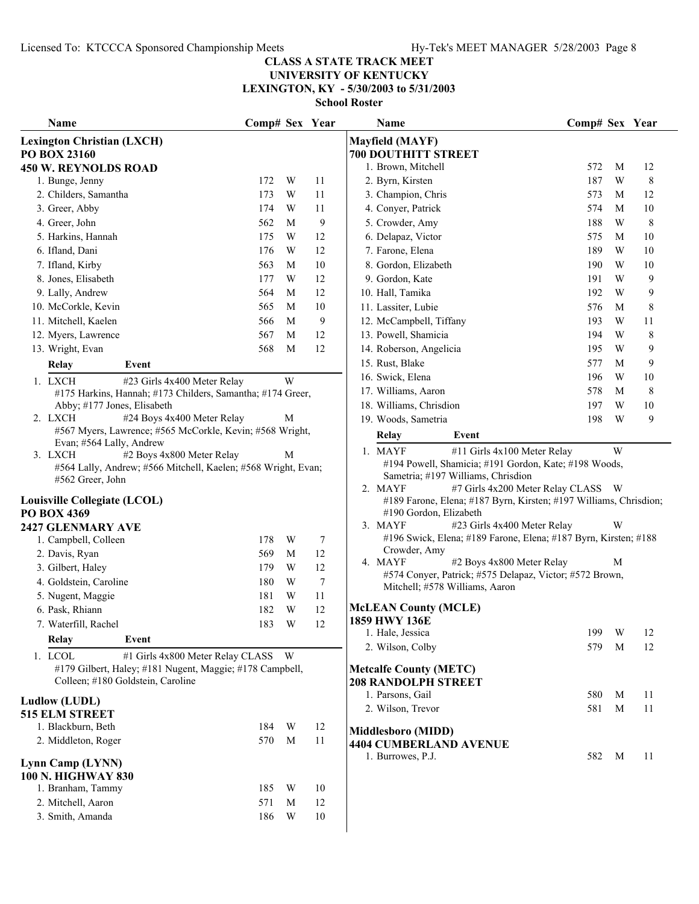## CLASS A STATE TRACK MEET
## UNIVERSITY OF KENTUCKY
## LEXINGTON, KY - 5/30/2003 to 5/31/2003
### School Roster

### Lexington Christian (LXCH)
**PO BOX 23160**
**450 W. REYNOLDS ROAD**

| Name | Comp# | Sex | Year |
|---|---|---|---|
| 1. Bunge, Jenny | 172 | W | 11 |
| 2. Childers, Samantha | 173 | W | 11 |
| 3. Greer, Abby | 174 | W | 11 |
| 4. Greer, John | 562 | M | 9 |
| 5. Harkins, Hannah | 175 | W | 12 |
| 6. Ifland, Dani | 176 | W | 12 |
| 7. Ifland, Kirby | 563 | M | 10 |
| 8. Jones, Elisabeth | 177 | W | 12 |
| 9. Lally, Andrew | 564 | M | 12 |
| 10. McCorkle, Kevin | 565 | M | 10 |
| 11. Mitchell, Kaelen | 566 | M | 9 |
| 12. Myers, Lawrence | 567 | M | 12 |
| 13. Wright, Evan | 568 | M | 12 |

| Relay | Event | |
|---|---|---|
| 1. LXCH | #23 Girls 4x400 Meter Relay | W |
| | #175 Harkins, Hannah; #173 Childers, Samantha; #174 Greer, Abby; #177 Jones, Elisabeth | |
| 2. LXCH | #24 Boys 4x400 Meter Relay | M |
| | #567 Myers, Lawrence; #565 McCorkle, Kevin; #568 Wright, Evan; #564 Lally, Andrew | |
| 3. LXCH | #2 Boys 4x800 Meter Relay | M |
| | #564 Lally, Andrew; #566 Mitchell, Kaelen; #568 Wright, Evan; #562 Greer, John | |

### Louisville Collegiate (LCOL)
**PO BOX 4369**
**2427 GLENMARY AVE**

| Name | Comp# | Sex | Year |
|---|---|---|---|
| 1. Campbell, Colleen | 178 | W | 7 |
| 2. Davis, Ryan | 569 | M | 12 |
| 3. Gilbert, Haley | 179 | W | 12 |
| 4. Goldstein, Caroline | 180 | W | 7 |
| 5. Nugent, Maggie | 181 | W | 11 |
| 6. Pask, Rhiann | 182 | W | 12 |
| 7. Waterfill, Rachel | 183 | W | 12 |

| Relay | Event | |
|---|---|---|
| 1. LCOL | #1 Girls 4x800 Meter Relay CLASS | W |
| | #179 Gilbert, Haley; #181 Nugent, Maggie; #178 Campbell, Colleen; #180 Goldstein, Caroline | |

### Ludlow (LUDL)
**515 ELM STREET**

| Name | Comp# | Sex | Year |
|---|---|---|---|
| 1. Blackburn, Beth | 184 | W | 12 |
| 2. Middleton, Roger | 570 | M | 11 |

### Lynn Camp (LYNN)
**100 N. HIGHWAY 830**

| Name | Comp# | Sex | Year |
|---|---|---|---|
| 1. Branham, Tammy | 185 | W | 10 |
| 2. Mitchell, Aaron | 571 | M | 12 |
| 3. Smith, Amanda | 186 | W | 10 |

### Mayfield (MAYF)
**700 DOUTHITT STREET**

| Name | Comp# | Sex | Year |
|---|---|---|---|
| 1. Brown, Mitchell | 572 | M | 12 |
| 2. Byrn, Kirsten | 187 | W | 8 |
| 3. Champion, Chris | 573 | M | 12 |
| 4. Conyer, Patrick | 574 | M | 10 |
| 5. Crowder, Amy | 188 | W | 8 |
| 6. Delapaz, Victor | 575 | M | 10 |
| 7. Farone, Elena | 189 | W | 10 |
| 8. Gordon, Elizabeth | 190 | W | 10 |
| 9. Gordon, Kate | 191 | W | 9 |
| 10. Hall, Tamika | 192 | W | 9 |
| 11. Lassiter, Lubie | 576 | M | 8 |
| 12. McCampbell, Tiffany | 193 | W | 11 |
| 13. Powell, Shamicia | 194 | W | 8 |
| 14. Roberson, Angelicia | 195 | W | 9 |
| 15. Rust, Blake | 577 | M | 9 |
| 16. Swick, Elena | 196 | W | 10 |
| 17. Williams, Aaron | 578 | M | 8 |
| 18. Williams, Chrisdion | 197 | W | 10 |
| 19. Woods, Sametria | 198 | W | 9 |

| Relay | Event | |
|---|---|---|
| 1. MAYF | #11 Girls 4x100 Meter Relay | W |
| | #194 Powell, Shamicia; #191 Gordon, Kate; #198 Woods, Sametria; #197 Williams, Chrisdion | |
| 2. MAYF | #7 Girls 4x200 Meter Relay CLASS | W |
| | #189 Farone, Elena; #187 Byrn, Kirsten; #197 Williams, Chrisdion; #190 Gordon, Elizabeth | |
| 3. MAYF | #23 Girls 4x400 Meter Relay | W |
| | #196 Swick, Elena; #189 Farone, Elena; #187 Byrn, Kirsten; #188 Crowder, Amy | |
| 4. MAYF | #2 Boys 4x800 Meter Relay | M |
| | #574 Conyer, Patrick; #575 Delapaz, Victor; #572 Brown, Mitchell; #578 Williams, Aaron | |

### McLEAN County (MCLE)
**1859 HWY 136E**

| Name | Comp# | Sex | Year |
|---|---|---|---|
| 1. Hale, Jessica | 199 | W | 12 |
| 2. Wilson, Colby | 579 | M | 12 |

### Metcalfe County (METC)
**208 RANDOLPH STREET**

| Name | Comp# | Sex | Year |
|---|---|---|---|
| 1. Parsons, Gail | 580 | M | 11 |
| 2. Wilson, Trevor | 581 | M | 11 |

### Middlesboro (MIDD)
**4404 CUMBERLAND AVENUE**

| Name | Comp# | Sex | Year |
|---|---|---|---|
| 1. Burrowes, P.J. | 582 | M | 11 |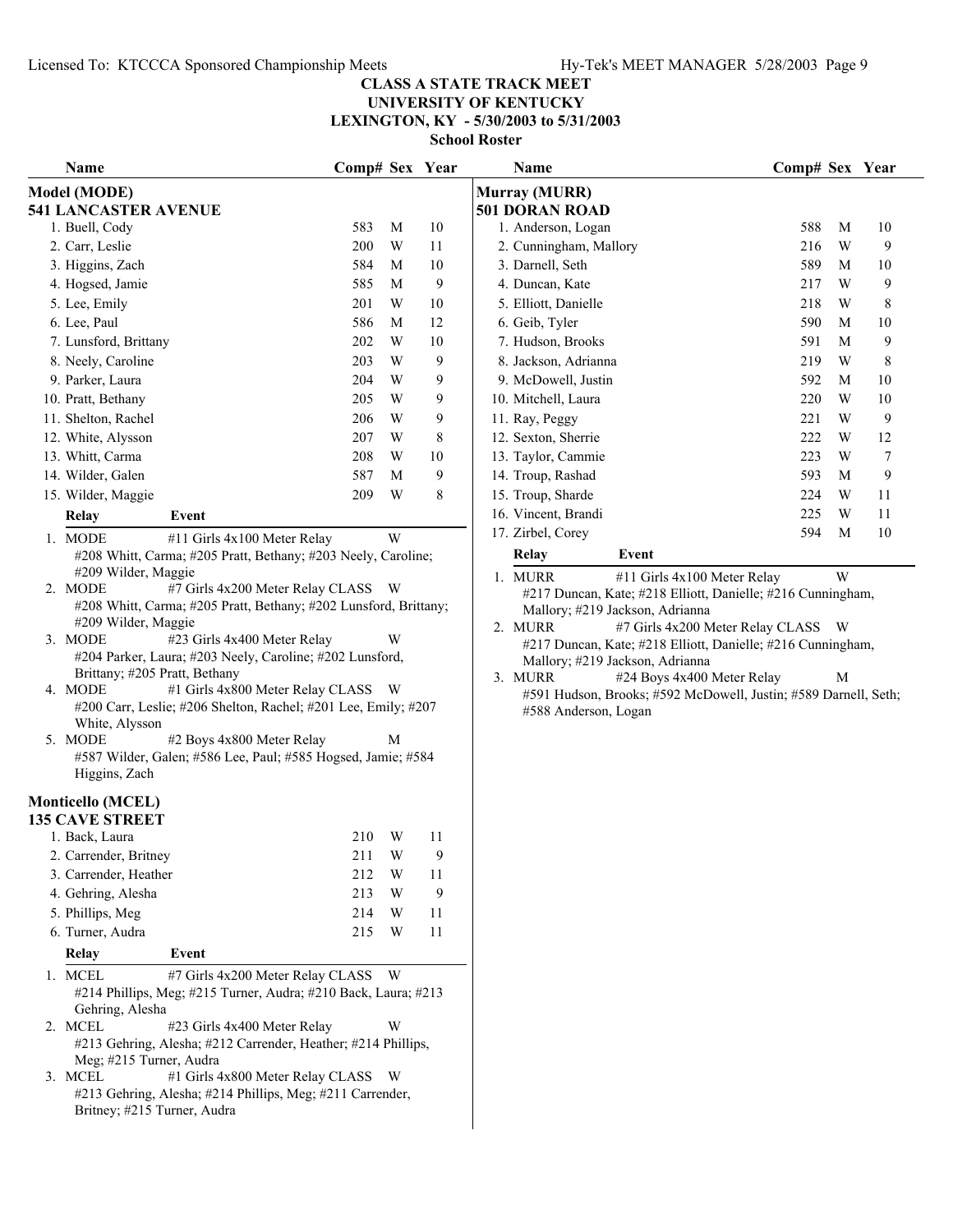# CLASS A STATE TRACK MEET
## UNIVERSITY OF KENTUCKY
### LEXINGTON, KY - 5/30/2003 to 5/31/2003
#### School Roster

**Model (MODE)**
**541 LANCASTER AVENUE**

| Name | Comp# | Sex | Year |
|---|---|---|---|
| 1. Buell, Cody | 583 | M | 10 |
| 2. Carr, Leslie | 200 | W | 11 |
| 3. Higgins, Zach | 584 | M | 10 |
| 4. Hogsed, Jamie | 585 | M | 9 |
| 5. Lee, Emily | 201 | W | 10 |
| 6. Lee, Paul | 586 | M | 12 |
| 7. Lunsford, Brittany | 202 | W | 10 |
| 8. Neely, Caroline | 203 | W | 9 |
| 9. Parker, Laura | 204 | W | 9 |
| 10. Pratt, Bethany | 205 | W | 9 |
| 11. Shelton, Rachel | 206 | W | 9 |
| 12. White, Alysson | 207 | W | 8 |
| 13. Whitt, Carma | 208 | W | 10 |
| 14. Wilder, Galen | 587 | M | 9 |
| 15. Wilder, Maggie | 209 | W | 8 |

| Relay | Event | |
|---|---|---|
| 1. MODE | #11 Girls 4x100 Meter Relay | W |
| | #208 Whitt, Carma; #205 Pratt, Bethany; #203 Neely, Caroline; #209 Wilder, Maggie | |
| 2. MODE | #7 Girls 4x200 Meter Relay CLASS | W |
| | #208 Whitt, Carma; #205 Pratt, Bethany; #202 Lunsford, Brittany; #209 Wilder, Maggie | |
| 3. MODE | #23 Girls 4x400 Meter Relay | W |
| | #204 Parker, Laura; #203 Neely, Caroline; #202 Lunsford, Brittany; #205 Pratt, Bethany | |
| 4. MODE | #1 Girls 4x800 Meter Relay CLASS | W |
| | #200 Carr, Leslie; #206 Shelton, Rachel; #201 Lee, Emily; #207 White, Alysson | |
| 5. MODE | #2 Boys 4x800 Meter Relay | M |
| | #587 Wilder, Galen; #586 Lee, Paul; #585 Hogsed, Jamie; #584 Higgins, Zach | |

**Monticello (MCEL)**
**135 CAVE STREET**

| Name | Comp# | Sex | Year |
|---|---|---|---|
| 1. Back, Laura | 210 | W | 11 |
| 2. Carrender, Britney | 211 | W | 9 |
| 3. Carrender, Heather | 212 | W | 11 |
| 4. Gehring, Alesha | 213 | W | 9 |
| 5. Phillips, Meg | 214 | W | 11 |
| 6. Turner, Audra | 215 | W | 11 |

| Relay | Event | |
|---|---|---|
| 1. MCEL | #7 Girls 4x200 Meter Relay CLASS | W |
| | #214 Phillips, Meg; #215 Turner, Audra; #210 Back, Laura; #213 Gehring, Alesha | |
| 2. MCEL | #23 Girls 4x400 Meter Relay | W |
| | #213 Gehring, Alesha; #212 Carrender, Heather; #214 Phillips, Meg; #215 Turner, Audra | |
| 3. MCEL | #1 Girls 4x800 Meter Relay CLASS | W |
| | #213 Gehring, Alesha; #214 Phillips, Meg; #211 Carrender, Britney; #215 Turner, Audra | |

**Murray (MURR)**
**501 DORAN ROAD**

| Name | Comp# | Sex | Year |
|---|---|---|---|
| 1. Anderson, Logan | 588 | M | 10 |
| 2. Cunningham, Mallory | 216 | W | 9 |
| 3. Darnell, Seth | 589 | M | 10 |
| 4. Duncan, Kate | 217 | W | 9 |
| 5. Elliott, Danielle | 218 | W | 8 |
| 6. Geib, Tyler | 590 | M | 10 |
| 7. Hudson, Brooks | 591 | M | 9 |
| 8. Jackson, Adrianna | 219 | W | 8 |
| 9. McDowell, Justin | 592 | M | 10 |
| 10. Mitchell, Laura | 220 | W | 10 |
| 11. Ray, Peggy | 221 | W | 9 |
| 12. Sexton, Sherrie | 222 | W | 12 |
| 13. Taylor, Cammie | 223 | W | 7 |
| 14. Troup, Rashad | 593 | M | 9 |
| 15. Troup, Sharde | 224 | W | 11 |
| 16. Vincent, Brandi | 225 | W | 11 |
| 17. Zirbel, Corey | 594 | M | 10 |

| Relay | Event | |
|---|---|---|
| 1. MURR | #11 Girls 4x100 Meter Relay | W |
| | #217 Duncan, Kate; #218 Elliott, Danielle; #216 Cunningham, Mallory; #219 Jackson, Adrianna | |
| 2. MURR | #7 Girls 4x200 Meter Relay CLASS | W |
| | #217 Duncan, Kate; #218 Elliott, Danielle; #216 Cunningham, Mallory; #219 Jackson, Adrianna | |
| 3. MURR | #24 Boys 4x400 Meter Relay | M |
| | #591 Hudson, Brooks; #592 McDowell, Justin; #589 Darnell, Seth; #588 Anderson, Logan | |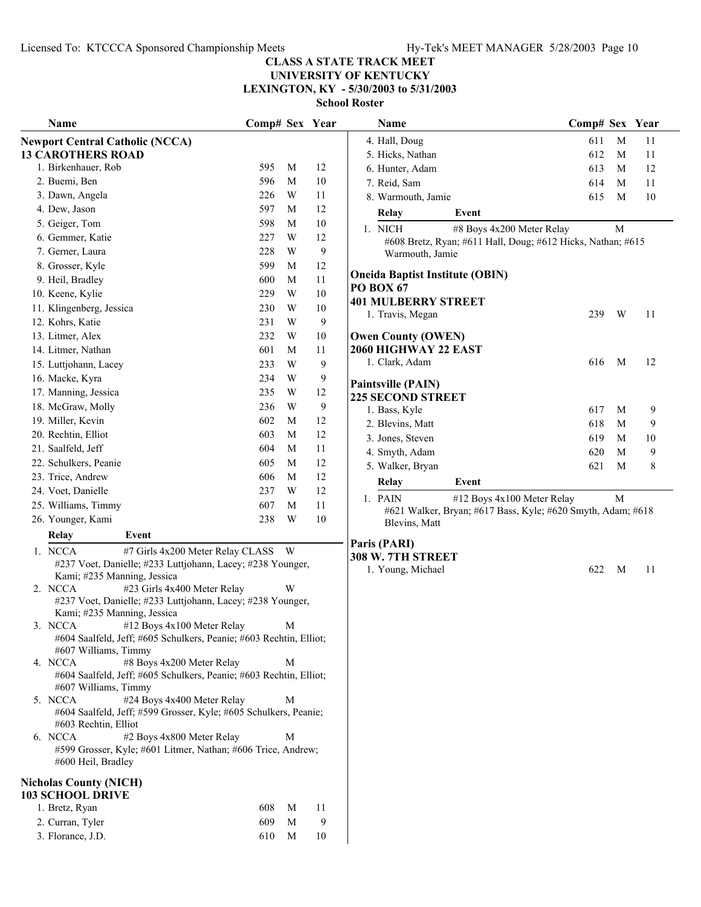**CLASS A STATE TRACK MEET**
**UNIVERSITY OF KENTUCKY**
**LEXINGTON, KY - 5/30/2003 to 5/31/2003**
**School Roster**

## Newport Central Catholic (NCCA)
**13 CAROTHERS ROAD**

| Name | Comp# | Sex | Year |
|---|---|---|---|
| 1. Birkenhauer, Rob | 595 | M | 12 |
| 2. Buemi, Ben | 596 | M | 10 |
| 3. Dawn, Angela | 226 | W | 11 |
| 4. Dew, Jason | 597 | M | 12 |
| 5. Geiger, Tom | 598 | M | 10 |
| 6. Gemmer, Katie | 227 | W | 12 |
| 7. Gerner, Laura | 228 | W | 9 |
| 8. Grosser, Kyle | 599 | M | 12 |
| 9. Heil, Bradley | 600 | M | 11 |
| 10. Keene, Kylie | 229 | W | 10 |
| 11. Klingenberg, Jessica | 230 | W | 10 |
| 12. Kohrs, Katie | 231 | W | 9 |
| 13. Litmer, Alex | 232 | W | 10 |
| 14. Litmer, Nathan | 601 | M | 11 |
| 15. Luttjohann, Lacey | 233 | W | 9 |
| 16. Macke, Kyra | 234 | W | 9 |
| 17. Manning, Jessica | 235 | W | 12 |
| 18. McGraw, Molly | 236 | W | 9 |
| 19. Miller, Kevin | 602 | M | 12 |
| 20. Rechtin, Elliot | 603 | M | 12 |
| 21. Saalfeld, Jeff | 604 | M | 11 |
| 22. Schulkers, Peanie | 605 | M | 12 |
| 23. Trice, Andrew | 606 | M | 12 |
| 24. Voet, Danielle | 237 | W | 12 |
| 25. Williams, Timmy | 607 | M | 11 |
| 26. Younger, Kami | 238 | W | 10 |

| Relay | Event | |
|---|---|---|
| 1. NCCA | #7 Girls 4x200 Meter Relay CLASS | W |
| | #237 Voet, Danielle; #233 Luttjohann, Lacey; #238 Younger, Kami; #235 Manning, Jessica | |
| 2. NCCA | #23 Girls 4x400 Meter Relay | W |
| | #237 Voet, Danielle; #233 Luttjohann, Lacey; #238 Younger, Kami; #235 Manning, Jessica | |
| 3. NCCA | #12 Boys 4x100 Meter Relay | M |
| | #604 Saalfeld, Jeff; #605 Schulkers, Peanie; #603 Rechtin, Elliot; #607 Williams, Timmy | |
| 4. NCCA | #8 Boys 4x200 Meter Relay | M |
| | #604 Saalfeld, Jeff; #605 Schulkers, Peanie; #603 Rechtin, Elliot; #607 Williams, Timmy | |
| 5. NCCA | #24 Boys 4x400 Meter Relay | M |
| | #604 Saalfeld, Jeff; #599 Grosser, Kyle; #605 Schulkers, Peanie; #603 Rechtin, Elliot | |
| 6. NCCA | #2 Boys 4x800 Meter Relay | M |
| | #599 Grosser, Kyle; #601 Litmer, Nathan; #606 Trice, Andrew; #600 Heil, Bradley | |

## Nicholas County (NICH)
**103 SCHOOL DRIVE**

| Name | Comp# | Sex | Year |
|---|---|---|---|
| 1. Bretz, Ryan | 608 | M | 11 |
| 2. Curran, Tyler | 609 | M | 9 |
| 3. Florance, J.D. | 610 | M | 10 |
| 4. Hall, Doug | 611 | M | 11 |
| 5. Hicks, Nathan | 612 | M | 11 |
| 6. Hunter, Adam | 613 | M | 12 |
| 7. Reid, Sam | 614 | M | 11 |
| 8. Warmouth, Jamie | 615 | M | 10 |

| Relay | Event | |
|---|---|---|
| 1. NICH | #8 Boys 4x200 Meter Relay | M |
| | #608 Bretz, Ryan; #611 Hall, Doug; #612 Hicks, Nathan; #615 Warmouth, Jamie | |

## Oneida Baptist Institute (OBIN)
**PO BOX 67**
**401 MULBERRY STREET**

| Name | Comp# | Sex | Year |
|---|---|---|---|
| 1. Travis, Megan | 239 | W | 11 |

## Owen County (OWEN)
**2060 HIGHWAY 22 EAST**

| Name | Comp# | Sex | Year |
|---|---|---|---|
| 1. Clark, Adam | 616 | M | 12 |

## Paintsville (PAIN)
**225 SECOND STREET**

| Name | Comp# | Sex | Year |
|---|---|---|---|
| 1. Bass, Kyle | 617 | M | 9 |
| 2. Blevins, Matt | 618 | M | 9 |
| 3. Jones, Steven | 619 | M | 10 |
| 4. Smyth, Adam | 620 | M | 9 |
| 5. Walker, Bryan | 621 | M | 8 |

| Relay | Event | |
|---|---|---|
| 1. PAIN | #12 Boys 4x100 Meter Relay | M |
| | #621 Walker, Bryan; #617 Bass, Kyle; #620 Smyth, Adam; #618 Blevins, Matt | |

## Paris (PARI)
**308 W. 7TH STREET**

| Name | Comp# | Sex | Year |
|---|---|---|---|
| 1. Young, Michael | 622 | M | 11 |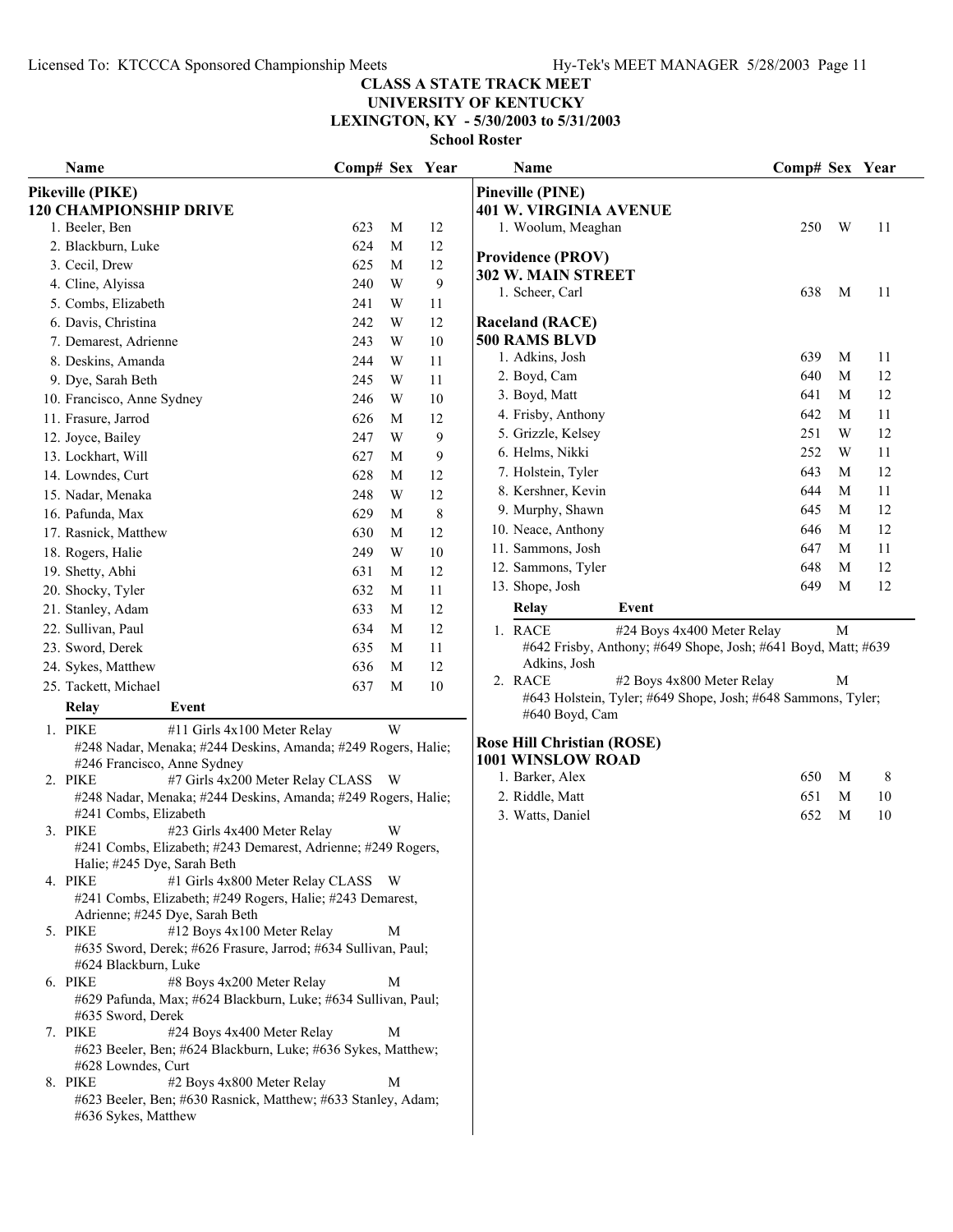# CLASS A STATE TRACK MEET
## UNIVERSITY OF KENTUCKY
## LEXINGTON, KY - 5/30/2003 to 5/31/2003
### School Roster

**Pikeville (PIKE)**
**120 CHAMPIONSHIP DRIVE**

| Name | Comp# | Sex | Year |
|---|---|---|---|
| 1. Beeler, Ben | 623 | M | 12 |
| 2. Blackburn, Luke | 624 | M | 12 |
| 3. Cecil, Drew | 625 | M | 12 |
| 4. Cline, Alyissa | 240 | W | 9 |
| 5. Combs, Elizabeth | 241 | W | 11 |
| 6. Davis, Christina | 242 | W | 12 |
| 7. Demarest, Adrienne | 243 | W | 10 |
| 8. Deskins, Amanda | 244 | W | 11 |
| 9. Dye, Sarah Beth | 245 | W | 11 |
| 10. Francisco, Anne Sydney | 246 | W | 10 |
| 11. Frasure, Jarrod | 626 | M | 12 |
| 12. Joyce, Bailey | 247 | W | 9 |
| 13. Lockhart, Will | 627 | M | 9 |
| 14. Lowndes, Curt | 628 | M | 12 |
| 15. Nadar, Menaka | 248 | W | 12 |
| 16. Pafunda, Max | 629 | M | 8 |
| 17. Rasnick, Matthew | 630 | M | 12 |
| 18. Rogers, Halie | 249 | W | 10 |
| 19. Shetty, Abhi | 631 | M | 12 |
| 20. Shocky, Tyler | 632 | M | 11 |
| 21. Stanley, Adam | 633 | M | 12 |
| 22. Sullivan, Paul | 634 | M | 12 |
| 23. Sword, Derek | 635 | M | 11 |
| 24. Sykes, Matthew | 636 | M | 12 |
| 25. Tackett, Michael | 637 | M | 10 |

| Relay | Event | |
|---|---|---|
| 1. PIKE | #11 Girls 4x100 Meter Relay | W |
| | #248 Nadar, Menaka; #244 Deskins, Amanda; #249 Rogers, Halie; #246 Francisco, Anne Sydney | |
| 2. PIKE | #7 Girls 4x200 Meter Relay CLASS | W |
| | #248 Nadar, Menaka; #244 Deskins, Amanda; #249 Rogers, Halie; #241 Combs, Elizabeth | |
| 3. PIKE | #23 Girls 4x400 Meter Relay | W |
| | #241 Combs, Elizabeth; #243 Demarest, Adrienne; #249 Rogers, Halie; #245 Dye, Sarah Beth | |
| 4. PIKE | #1 Girls 4x800 Meter Relay CLASS | W |
| | #241 Combs, Elizabeth; #249 Rogers, Halie; #243 Demarest, Adrienne; #245 Dye, Sarah Beth | |
| 5. PIKE | #12 Boys 4x100 Meter Relay | M |
| | #635 Sword, Derek; #626 Frasure, Jarrod; #634 Sullivan, Paul; #624 Blackburn, Luke | |
| 6. PIKE | #8 Boys 4x200 Meter Relay | M |
| | #629 Pafunda, Max; #624 Blackburn, Luke; #634 Sullivan, Paul; #635 Sword, Derek | |
| 7. PIKE | #24 Boys 4x400 Meter Relay | M |
| | #623 Beeler, Ben; #624 Blackburn, Luke; #636 Sykes, Matthew; #628 Lowndes, Curt | |
| 8. PIKE | #2 Boys 4x800 Meter Relay | M |
| | #623 Beeler, Ben; #630 Rasnick, Matthew; #633 Stanley, Adam; #636 Sykes, Matthew | |

**Pineville (PINE)**
**401 W. VIRGINIA AVENUE**

| Name | Comp# | Sex | Year |
|---|---|---|---|
| 1. Woolum, Meaghan | 250 | W | 11 |

**Providence (PROV)**
**302 W. MAIN STREET**

| Name | Comp# | Sex | Year |
|---|---|---|---|
| 1. Scheer, Carl | 638 | M | 11 |

**Raceland (RACE)**
**500 RAMS BLVD**

| Name | Comp# | Sex | Year |
|---|---|---|---|
| 1. Adkins, Josh | 639 | M | 11 |
| 2. Boyd, Cam | 640 | M | 12 |
| 3. Boyd, Matt | 641 | M | 12 |
| 4. Frisby, Anthony | 642 | M | 11 |
| 5. Grizzle, Kelsey | 251 | W | 12 |
| 6. Helms, Nikki | 252 | W | 11 |
| 7. Holstein, Tyler | 643 | M | 12 |
| 8. Kershner, Kevin | 644 | M | 11 |
| 9. Murphy, Shawn | 645 | M | 12 |
| 10. Neace, Anthony | 646 | M | 12 |
| 11. Sammons, Josh | 647 | M | 11 |
| 12. Sammons, Tyler | 648 | M | 12 |
| 13. Shope, Josh | 649 | M | 12 |

| Relay | Event | |
|---|---|---|
| 1. RACE | #24 Boys 4x400 Meter Relay | M |
| | #642 Frisby, Anthony; #649 Shope, Josh; #641 Boyd, Matt; #639 Adkins, Josh | |
| 2. RACE | #2 Boys 4x800 Meter Relay | M |
| | #643 Holstein, Tyler; #649 Shope, Josh; #648 Sammons, Tyler; #640 Boyd, Cam | |

**Rose Hill Christian (ROSE)**
**1001 WINSLOW ROAD**

| Name | Comp# | Sex | Year |
|---|---|---|---|
| 1. Barker, Alex | 650 | M | 8 |
| 2. Riddle, Matt | 651 | M | 10 |
| 3. Watts, Daniel | 652 | M | 10 |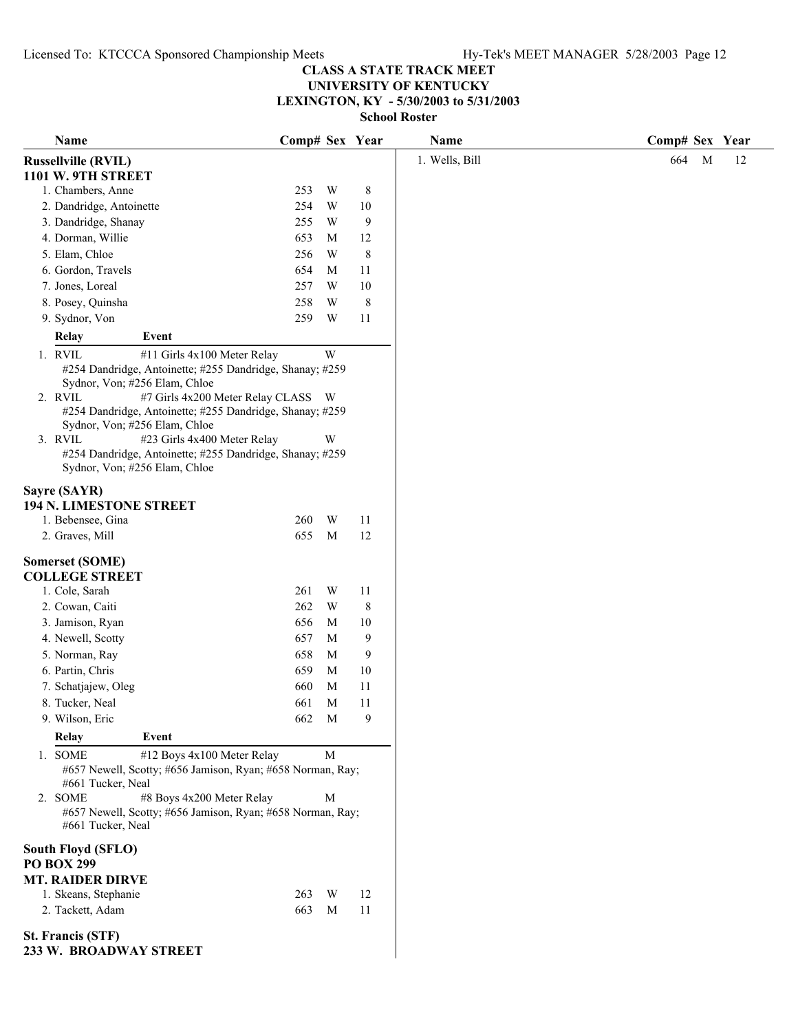# CLASS A STATE TRACK MEET
## UNIVERSITY OF KENTUCKY
## LEXINGTON, KY - 5/30/2003 to 5/31/2003
### School Roster

**Russellville (RVIL)**
**1101 W. 9TH STREET**

| Name | Comp# | Sex | Year |
|---|---|---|---|
| 1. Chambers, Anne | 253 | W | 8 |
| 2. Dandridge, Antoinette | 254 | W | 10 |
| 3. Dandridge, Shanay | 255 | W | 9 |
| 4. Dorman, Willie | 653 | M | 12 |
| 5. Elam, Chloe | 256 | W | 8 |
| 6. Gordon, Travels | 654 | M | 11 |
| 7. Jones, Loreal | 257 | W | 10 |
| 8. Posey, Quinsha | 258 | W | 8 |
| 9. Sydnor, Von | 259 | W | 11 |

| Relay | Event | |
|---|---|---|
| 1. RVIL | #11 Girls 4x100 Meter Relay | W |
| | #254 Dandridge, Antoinette; #255 Dandridge, Shanay; #259 Sydnor, Von; #256 Elam, Chloe | |
| 2. RVIL | #7 Girls 4x200 Meter Relay CLASS | W |
| | #254 Dandridge, Antoinette; #255 Dandridge, Shanay; #259 Sydnor, Von; #256 Elam, Chloe | |
| 3. RVIL | #23 Girls 4x400 Meter Relay | W |
| | #254 Dandridge, Antoinette; #255 Dandridge, Shanay; #259 Sydnor, Von; #256 Elam, Chloe | |

**Sayre (SAYR)**
**194 N. LIMESTONE STREET**

| Name | Comp# | Sex | Year |
|---|---|---|---|
| 1. Bebensee, Gina | 260 | W | 11 |
| 2. Graves, Mill | 655 | M | 12 |

**Somerset (SOME)**
**COLLEGE STREET**

| Name | Comp# | Sex | Year |
|---|---|---|---|
| 1. Cole, Sarah | 261 | W | 11 |
| 2. Cowan, Caiti | 262 | W | 8 |
| 3. Jamison, Ryan | 656 | M | 10 |
| 4. Newell, Scotty | 657 | M | 9 |
| 5. Norman, Ray | 658 | M | 9 |
| 6. Partin, Chris | 659 | M | 10 |
| 7. Schatjajew, Oleg | 660 | M | 11 |
| 8. Tucker, Neal | 661 | M | 11 |
| 9. Wilson, Eric | 662 | M | 9 |

| Relay | Event | |
|---|---|---|
| 1. SOME | #12 Boys 4x100 Meter Relay | M |
| | #657 Newell, Scotty; #656 Jamison, Ryan; #658 Norman, Ray; #661 Tucker, Neal | |
| 2. SOME | #8 Boys 4x200 Meter Relay | M |
| | #657 Newell, Scotty; #656 Jamison, Ryan; #658 Norman, Ray; #661 Tucker, Neal | |

**South Floyd (SFLO)**
**PO BOX 299**
**MT. RAIDER DIRVE**

| Name | Comp# | Sex | Year |
|---|---|---|---|
| 1. Skeans, Stephanie | 263 | W | 12 |
| 2. Tackett, Adam | 663 | M | 11 |

**St. Francis (STF)**
**233 W. BROADWAY STREET**

| Name | Comp# | Sex | Year |
|---|---|---|---|
| 1. Wells, Bill | 664 | M | 12 |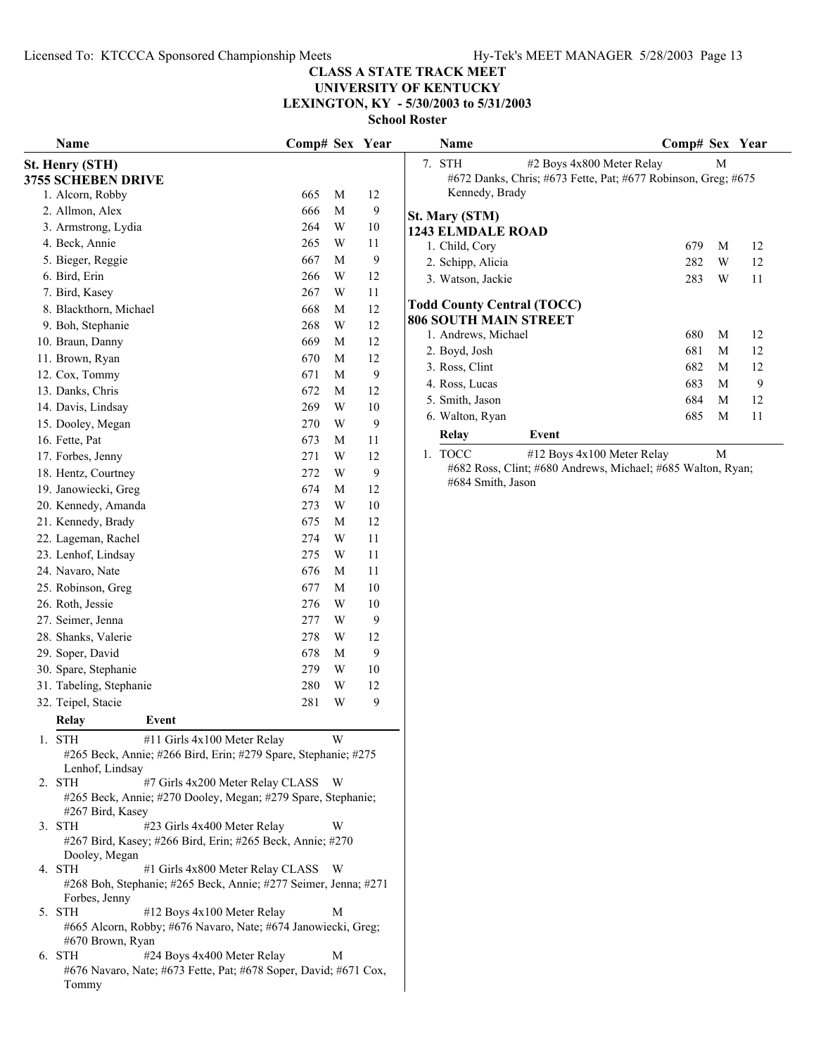# CLASS A STATE TRACK MEET
## UNIVERSITY OF KENTUCKY
## LEXINGTON, KY - 5/30/2003 to 5/31/2003
### School Roster

### St. Henry (STH)
**3755 SCHEBEN DRIVE**

| Name | Comp# | Sex | Year |
|---|---|---|---|
| 1. Alcorn, Robby | 665 | M | 12 |
| 2. Allmon, Alex | 666 | M | 9 |
| 3. Armstrong, Lydia | 264 | W | 10 |
| 4. Beck, Annie | 265 | W | 11 |
| 5. Bieger, Reggie | 667 | M | 9 |
| 6. Bird, Erin | 266 | W | 12 |
| 7. Bird, Kasey | 267 | W | 11 |
| 8. Blackthorn, Michael | 668 | M | 12 |
| 9. Boh, Stephanie | 268 | W | 12 |
| 10. Braun, Danny | 669 | M | 12 |
| 11. Brown, Ryan | 670 | M | 12 |
| 12. Cox, Tommy | 671 | M | 9 |
| 13. Danks, Chris | 672 | M | 12 |
| 14. Davis, Lindsay | 269 | W | 10 |
| 15. Dooley, Megan | 270 | W | 9 |
| 16. Fette, Pat | 673 | M | 11 |
| 17. Forbes, Jenny | 271 | W | 12 |
| 18. Hentz, Courtney | 272 | W | 9 |
| 19. Janowiecki, Greg | 674 | M | 12 |
| 20. Kennedy, Amanda | 273 | W | 10 |
| 21. Kennedy, Brady | 675 | M | 12 |
| 22. Lageman, Rachel | 274 | W | 11 |
| 23. Lenhof, Lindsay | 275 | W | 11 |
| 24. Navaro, Nate | 676 | M | 11 |
| 25. Robinson, Greg | 677 | M | 10 |
| 26. Roth, Jessie | 276 | W | 10 |
| 27. Seimer, Jenna | 277 | W | 9 |
| 28. Shanks, Valerie | 278 | W | 12 |
| 29. Soper, David | 678 | M | 9 |
| 30. Spare, Stephanie | 279 | W | 10 |
| 31. Tabeling, Stephanie | 280 | W | 12 |
| 32. Teipel, Stacie | 281 | W | 9 |

| Relay | Event | Sex |
|---|---|---|
| 1. STH | #11 Girls 4x100 Meter Relay | W |
| | #265 Beck, Annie; #266 Bird, Erin; #279 Spare, Stephanie; #275 Lenhof, Lindsay | |
| 2. STH | #7 Girls 4x200 Meter Relay CLASS | W |
| | #265 Beck, Annie; #270 Dooley, Megan; #279 Spare, Stephanie; #267 Bird, Kasey | |
| 3. STH | #23 Girls 4x400 Meter Relay | W |
| | #267 Bird, Kasey; #266 Bird, Erin; #265 Beck, Annie; #270 Dooley, Megan | |
| 4. STH | #1 Girls 4x800 Meter Relay CLASS | W |
| | #268 Boh, Stephanie; #265 Beck, Annie; #277 Seimer, Jenna; #271 Forbes, Jenny | |
| 5. STH | #12 Boys 4x100 Meter Relay | M |
| | #665 Alcorn, Robby; #676 Navaro, Nate; #674 Janowiecki, Greg; #670 Brown, Ryan | |
| 6. STH | #24 Boys 4x400 Meter Relay | M |
| | #676 Navaro, Nate; #673 Fette, Pat; #678 Soper, David; #671 Cox, Tommy | |
| 7. STH | #2 Boys 4x800 Meter Relay | M |
| | #672 Danks, Chris; #673 Fette, Pat; #677 Robinson, Greg; #675 Kennedy, Brady | |

### St. Mary (STM)
**1243 ELMDALE ROAD**

| Name | Comp# | Sex | Year |
|---|---|---|---|
| 1. Child, Cory | 679 | M | 12 |
| 2. Schipp, Alicia | 282 | W | 12 |
| 3. Watson, Jackie | 283 | W | 11 |

### Todd County Central (TOCC)
**806 SOUTH MAIN STREET**

| Name | Comp# | Sex | Year |
|---|---|---|---|
| 1. Andrews, Michael | 680 | M | 12 |
| 2. Boyd, Josh | 681 | M | 12 |
| 3. Ross, Clint | 682 | M | 12 |
| 4. Ross, Lucas | 683 | M | 9 |
| 5. Smith, Jason | 684 | M | 12 |
| 6. Walton, Ryan | 685 | M | 11 |

| Relay | Event | Sex |
|---|---|---|
| 1. TOCC | #12 Boys 4x100 Meter Relay | M |
| | #682 Ross, Clint; #680 Andrews, Michael; #685 Walton, Ryan; #684 Smith, Jason | |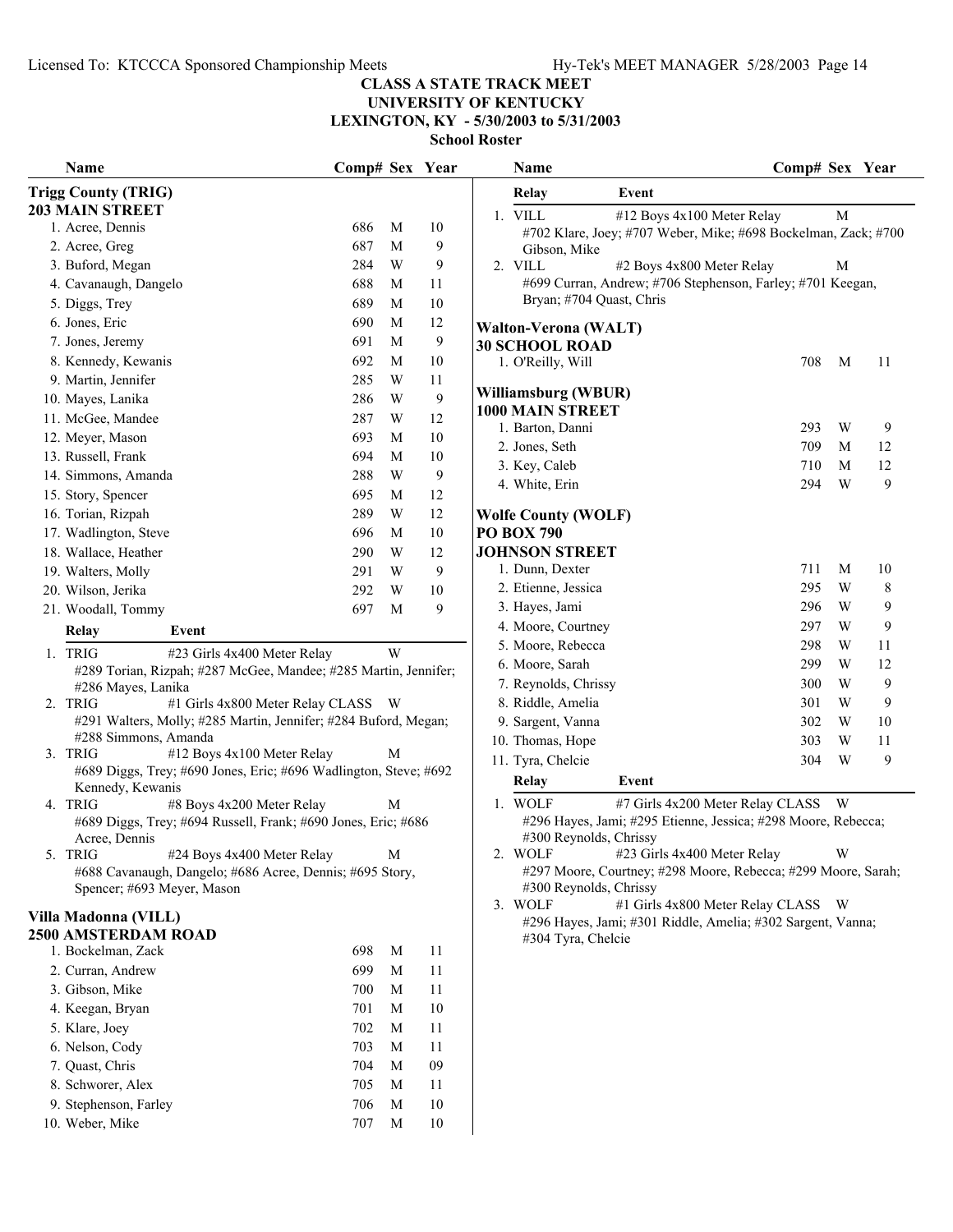# CLASS A STATE TRACK MEET
## UNIVERSITY OF KENTUCKY
## LEXINGTON, KY - 5/30/2003 to 5/31/2003
### School Roster

### Trigg County (TRIG)
**203 MAIN STREET**

| Name | Comp# | Sex | Year |
|---|---|---|---|
| 1. Acree, Dennis | 686 | M | 10 |
| 2. Acree, Greg | 687 | M | 9 |
| 3. Buford, Megan | 284 | W | 9 |
| 4. Cavanaugh, Dangelo | 688 | M | 11 |
| 5. Diggs, Trey | 689 | M | 10 |
| 6. Jones, Eric | 690 | M | 12 |
| 7. Jones, Jeremy | 691 | M | 9 |
| 8. Kennedy, Kewanis | 692 | M | 10 |
| 9. Martin, Jennifer | 285 | W | 11 |
| 10. Mayes, Lanika | 286 | W | 9 |
| 11. McGee, Mandee | 287 | W | 12 |
| 12. Meyer, Mason | 693 | M | 10 |
| 13. Russell, Frank | 694 | M | 10 |
| 14. Simmons, Amanda | 288 | W | 9 |
| 15. Story, Spencer | 695 | M | 12 |
| 16. Torian, Rizpah | 289 | W | 12 |
| 17. Wadlington, Steve | 696 | M | 10 |
| 18. Wallace, Heather | 290 | W | 12 |
| 19. Walters, Molly | 291 | W | 9 |
| 20. Wilson, Jerika | 292 | W | 10 |
| 21. Woodall, Tommy | 697 | M | 9 |

| Relay | Event | Sex |
|---|---|---|
| 1. TRIG | #23 Girls 4x400 Meter Relay | W |
| | #289 Torian, Rizpah; #287 McGee, Mandee; #285 Martin, Jennifer; #286 Mayes, Lanika | |
| 2. TRIG | #1 Girls 4x800 Meter Relay CLASS | W |
| | #291 Walters, Molly; #285 Martin, Jennifer; #284 Buford, Megan; #288 Simmons, Amanda | |
| 3. TRIG | #12 Boys 4x100 Meter Relay | M |
| | #689 Diggs, Trey; #690 Jones, Eric; #696 Wadlington, Steve; #692 Kennedy, Kewanis | |
| 4. TRIG | #8 Boys 4x200 Meter Relay | M |
| | #689 Diggs, Trey; #694 Russell, Frank; #690 Jones, Eric; #686 Acree, Dennis | |
| 5. TRIG | #24 Boys 4x400 Meter Relay | M |
| | #688 Cavanaugh, Dangelo; #686 Acree, Dennis; #695 Story, Spencer; #693 Meyer, Mason | |

### Villa Madonna (VILL)
**2500 AMSTERDAM ROAD**

| Name | Comp# | Sex | Year |
|---|---|---|---|
| 1. Bockelman, Zack | 698 | M | 11 |
| 2. Curran, Andrew | 699 | M | 11 |
| 3. Gibson, Mike | 700 | M | 11 |
| 4. Keegan, Bryan | 701 | M | 10 |
| 5. Klare, Joey | 702 | M | 11 |
| 6. Nelson, Cody | 703 | M | 11 |
| 7. Quast, Chris | 704 | M | 09 |
| 8. Schworer, Alex | 705 | M | 11 |
| 9. Stephenson, Farley | 706 | M | 10 |
| 10. Weber, Mike | 707 | M | 10 |

| Relay | Event | Sex |
|---|---|---|
| 1. VILL | #12 Boys 4x100 Meter Relay | M |
| | #702 Klare, Joey; #707 Weber, Mike; #698 Bockelman, Zack; #700 Gibson, Mike | |
| 2. VILL | #2 Boys 4x800 Meter Relay | M |
| | #699 Curran, Andrew; #706 Stephenson, Farley; #701 Keegan, Bryan; #704 Quast, Chris | |

### Walton-Verona (WALT)
**30 SCHOOL ROAD**

| Name | Comp# | Sex | Year |
|---|---|---|---|
| 1. O'Reilly, Will | 708 | M | 11 |

### Williamsburg (WBUR)
**1000 MAIN STREET**

| Name | Comp# | Sex | Year |
|---|---|---|---|
| 1. Barton, Danni | 293 | W | 9 |
| 2. Jones, Seth | 709 | M | 12 |
| 3. Key, Caleb | 710 | M | 12 |
| 4. White, Erin | 294 | W | 9 |

### Wolfe County (WOLF)
**PO BOX 790**
**JOHNSON STREET**

| Name | Comp# | Sex | Year |
|---|---|---|---|
| 1. Dunn, Dexter | 711 | M | 10 |
| 2. Etienne, Jessica | 295 | W | 8 |
| 3. Hayes, Jami | 296 | W | 9 |
| 4. Moore, Courtney | 297 | W | 9 |
| 5. Moore, Rebecca | 298 | W | 11 |
| 6. Moore, Sarah | 299 | W | 12 |
| 7. Reynolds, Chrissy | 300 | W | 9 |
| 8. Riddle, Amelia | 301 | W | 9 |
| 9. Sargent, Vanna | 302 | W | 10 |
| 10. Thomas, Hope | 303 | W | 11 |
| 11. Tyra, Chelcie | 304 | W | 9 |

| Relay | Event | Sex |
|---|---|---|
| 1. WOLF | #7 Girls 4x200 Meter Relay CLASS | W |
| | #296 Hayes, Jami; #295 Etienne, Jessica; #298 Moore, Rebecca; #300 Reynolds, Chrissy | |
| 2. WOLF | #23 Girls 4x400 Meter Relay | W |
| | #297 Moore, Courtney; #298 Moore, Rebecca; #299 Moore, Sarah; #300 Reynolds, Chrissy | |
| 3. WOLF | #1 Girls 4x800 Meter Relay CLASS | W |
| | #296 Hayes, Jami; #301 Riddle, Amelia; #302 Sargent, Vanna; #304 Tyra, Chelcie | |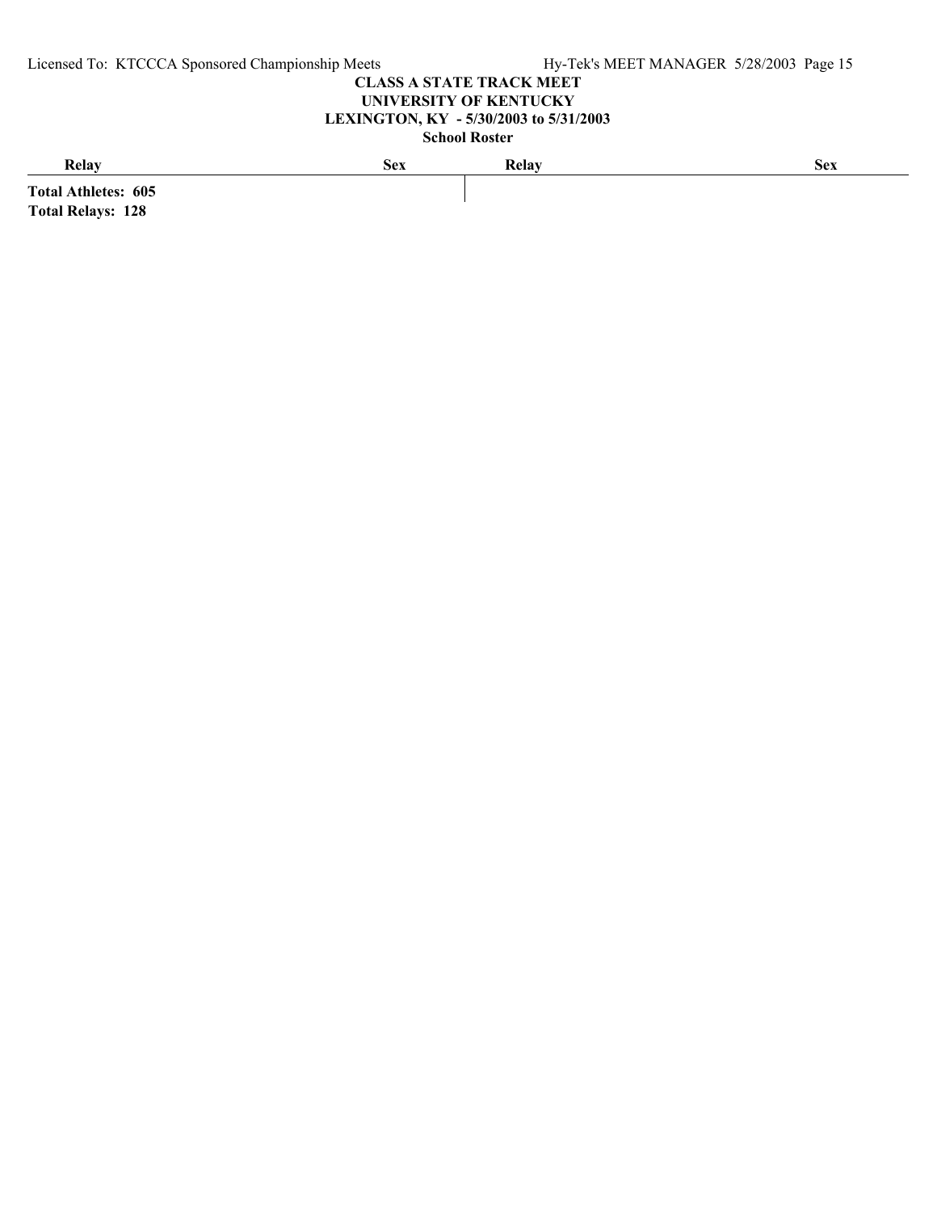| Relay | Sex | Relay | Sex |
|---|---|---|---|

**Total Athletes: 605**

**Total Relays: 128**